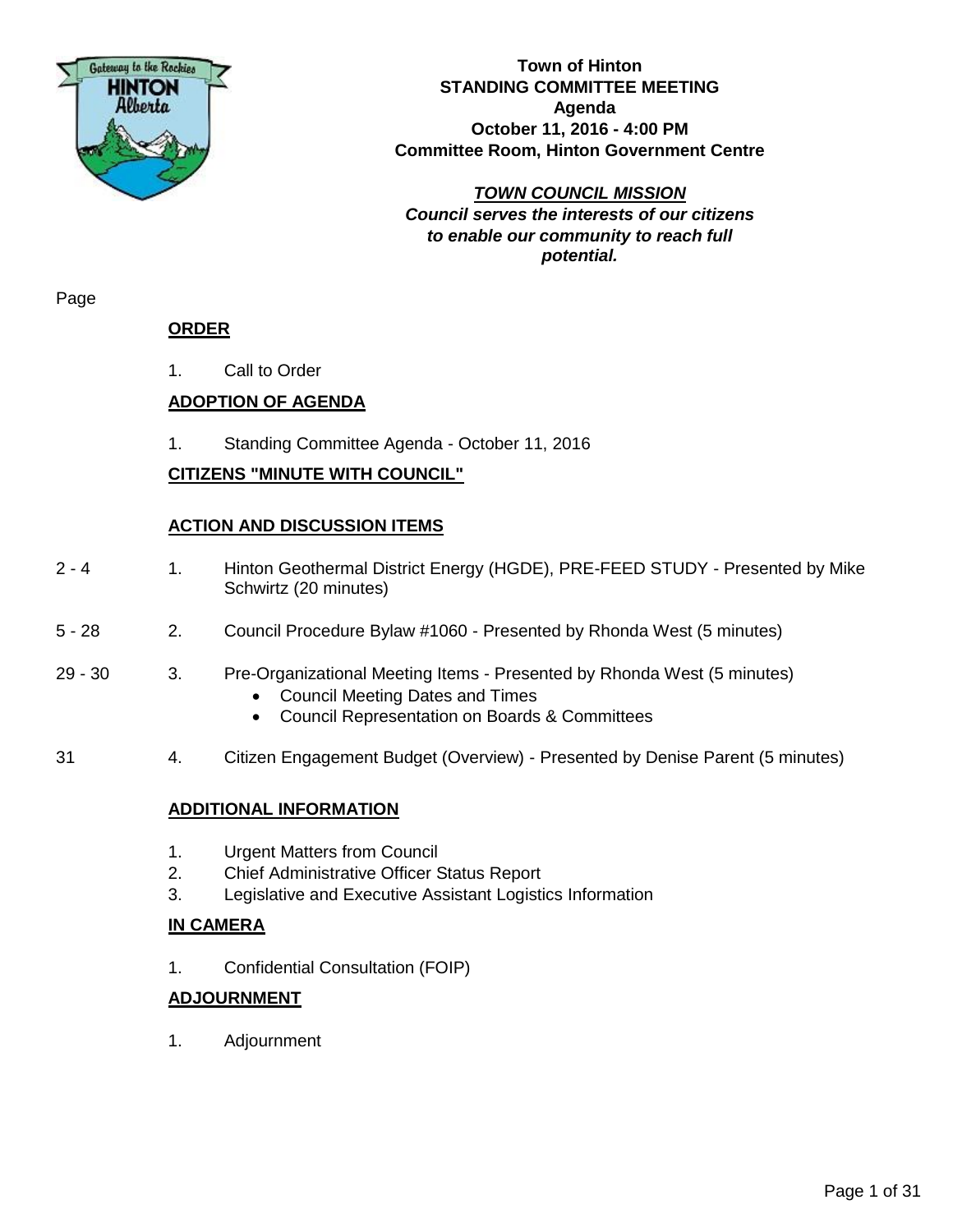# Town of Hinton
## STANDING COMMITTEE MEETING
## Agenda
**October 11, 2016 - 4:00 PM**
**Committee Room, Hinton Government Centre**

***TOWN COUNCIL MISSION***
***Council serves the interests of our citizens to enable our community to reach full potential.***

Page

**ORDER**

1. Call to Order

**ADOPTION OF AGENDA**

1. Standing Committee Agenda - October 11, 2016

**CITIZENS "MINUTE WITH COUNCIL"**

**ACTION AND DISCUSSION ITEMS**

| Page | | Item |
|---|---|---|
| 2 - 4 | 1. | Hinton Geothermal District Energy (HGDE), PRE-FEED STUDY - Presented by Mike Schwirtz (20 minutes) |
| 5 - 28 | 2. | Council Procedure Bylaw #1060 - Presented by Rhonda West (5 minutes) |
| 29 - 30 | 3. | Pre-Organizational Meeting Items - Presented by Rhonda West (5 minutes)<br>• Council Meeting Dates and Times<br>• Council Representation on Boards & Committees |
| 31 | 4. | Citizen Engagement Budget (Overview) - Presented by Denise Parent (5 minutes) |

**ADDITIONAL INFORMATION**

1. Urgent Matters from Council
2. Chief Administrative Officer Status Report
3. Legislative and Executive Assistant Logistics Information

**IN CAMERA**

1. Confidential Consultation (FOIP)

**ADJOURNMENT**

1. Adjournment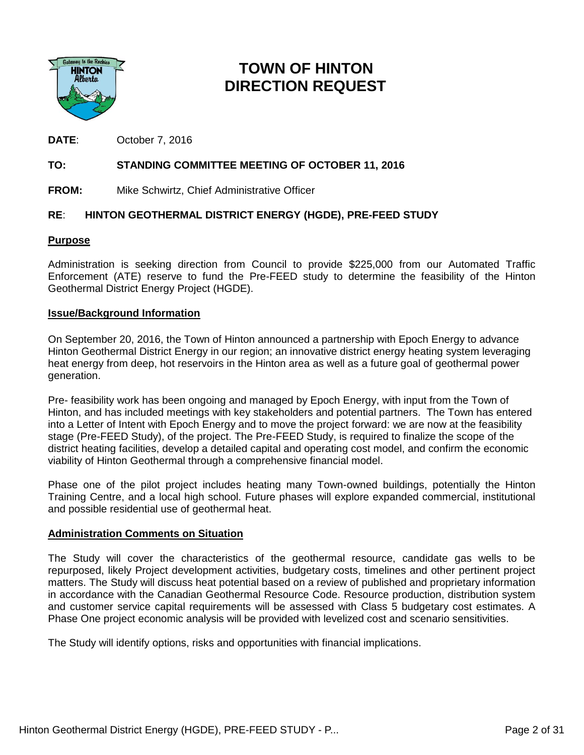# TOWN OF HINTON DIRECTION REQUEST

**DATE**: October 7, 2016

**TO: STANDING COMMITTEE MEETING OF OCTOBER 11, 2016**

**FROM:** Mike Schwirtz, Chief Administrative Officer

**RE**: **HINTON GEOTHERMAL DISTRICT ENERGY (HGDE), PRE-FEED STUDY**

## Purpose

Administration is seeking direction from Council to provide $225,000 from our Automated Traffic Enforcement (ATE) reserve to fund the Pre-FEED study to determine the feasibility of the Hinton Geothermal District Energy Project (HGDE).

## Issue/Background Information

On September 20, 2016, the Town of Hinton announced a partnership with Epoch Energy to advance Hinton Geothermal District Energy in our region; an innovative district energy heating system leveraging heat energy from deep, hot reservoirs in the Hinton area as well as a future goal of geothermal power generation.

Pre- feasibility work has been ongoing and managed by Epoch Energy, with input from the Town of Hinton, and has included meetings with key stakeholders and potential partners. The Town has entered into a Letter of Intent with Epoch Energy and to move the project forward: we are now at the feasibility stage (Pre-FEED Study), of the project. The Pre-FEED Study, is required to finalize the scope of the district heating facilities, develop a detailed capital and operating cost model, and confirm the economic viability of Hinton Geothermal through a comprehensive financial model.

Phase one of the pilot project includes heating many Town-owned buildings, potentially the Hinton Training Centre, and a local high school. Future phases will explore expanded commercial, institutional and possible residential use of geothermal heat.

## Administration Comments on Situation

The Study will cover the characteristics of the geothermal resource, candidate gas wells to be repurposed, likely Project development activities, budgetary costs, timelines and other pertinent project matters. The Study will discuss heat potential based on a review of published and proprietary information in accordance with the Canadian Geothermal Resource Code. Resource production, distribution system and customer service capital requirements will be assessed with Class 5 budgetary cost estimates. A Phase One project economic analysis will be provided with levelized cost and scenario sensitivities.

The Study will identify options, risks and opportunities with financial implications.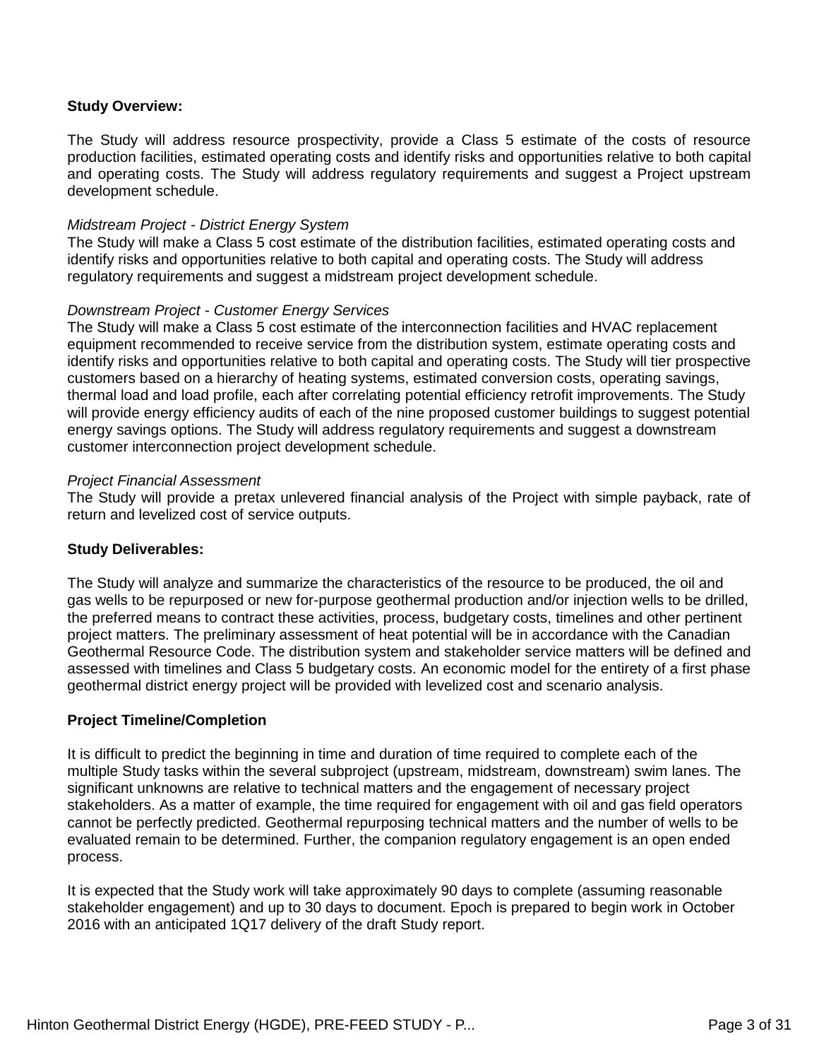**Study Overview:**

The Study will address resource prospectivity, provide a Class 5 estimate of the costs of resource production facilities, estimated operating costs and identify risks and opportunities relative to both capital and operating costs. The Study will address regulatory requirements and suggest a Project upstream development schedule.

*Midstream Project - District Energy System*
The Study will make a Class 5 cost estimate of the distribution facilities, estimated operating costs and identify risks and opportunities relative to both capital and operating costs. The Study will address regulatory requirements and suggest a midstream project development schedule.

*Downstream Project - Customer Energy Services*
The Study will make a Class 5 cost estimate of the interconnection facilities and HVAC replacement equipment recommended to receive service from the distribution system, estimate operating costs and identify risks and opportunities relative to both capital and operating costs. The Study will tier prospective customers based on a hierarchy of heating systems, estimated conversion costs, operating savings, thermal load and load profile, each after correlating potential efficiency retrofit improvements. The Study will provide energy efficiency audits of each of the nine proposed customer buildings to suggest potential energy savings options. The Study will address regulatory requirements and suggest a downstream customer interconnection project development schedule.

*Project Financial Assessment*
The Study will provide a pretax unlevered financial analysis of the Project with simple payback, rate of return and levelized cost of service outputs.

**Study Deliverables:**

The Study will analyze and summarize the characteristics of the resource to be produced, the oil and gas wells to be repurposed or new for-purpose geothermal production and/or injection wells to be drilled, the preferred means to contract these activities, process, budgetary costs, timelines and other pertinent project matters. The preliminary assessment of heat potential will be in accordance with the Canadian Geothermal Resource Code. The distribution system and stakeholder service matters will be defined and assessed with timelines and Class 5 budgetary costs. An economic model for the entirety of a first phase geothermal district energy project will be provided with levelized cost and scenario analysis.

**Project Timeline/Completion**

It is difficult to predict the beginning in time and duration of time required to complete each of the multiple Study tasks within the several subproject (upstream, midstream, downstream) swim lanes. The significant unknowns are relative to technical matters and the engagement of necessary project stakeholders. As a matter of example, the time required for engagement with oil and gas field operators cannot be perfectly predicted. Geothermal repurposing technical matters and the number of wells to be evaluated remain to be determined. Further, the companion regulatory engagement is an open ended process.

It is expected that the Study work will take approximately 90 days to complete (assuming reasonable stakeholder engagement) and up to 30 days to document. Epoch is prepared to begin work in October 2016 with an anticipated 1Q17 delivery of the draft Study report.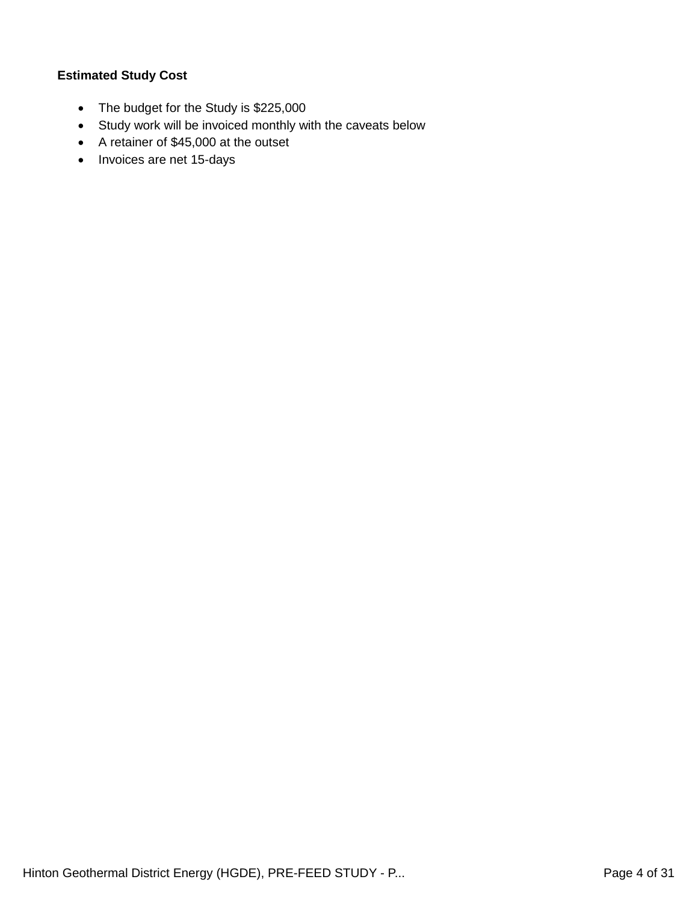**Estimated Study Cost**

- The budget for the Study is $225,000
- Study work will be invoiced monthly with the caveats below
- A retainer of $45,000 at the outset
- Invoices are net 15-days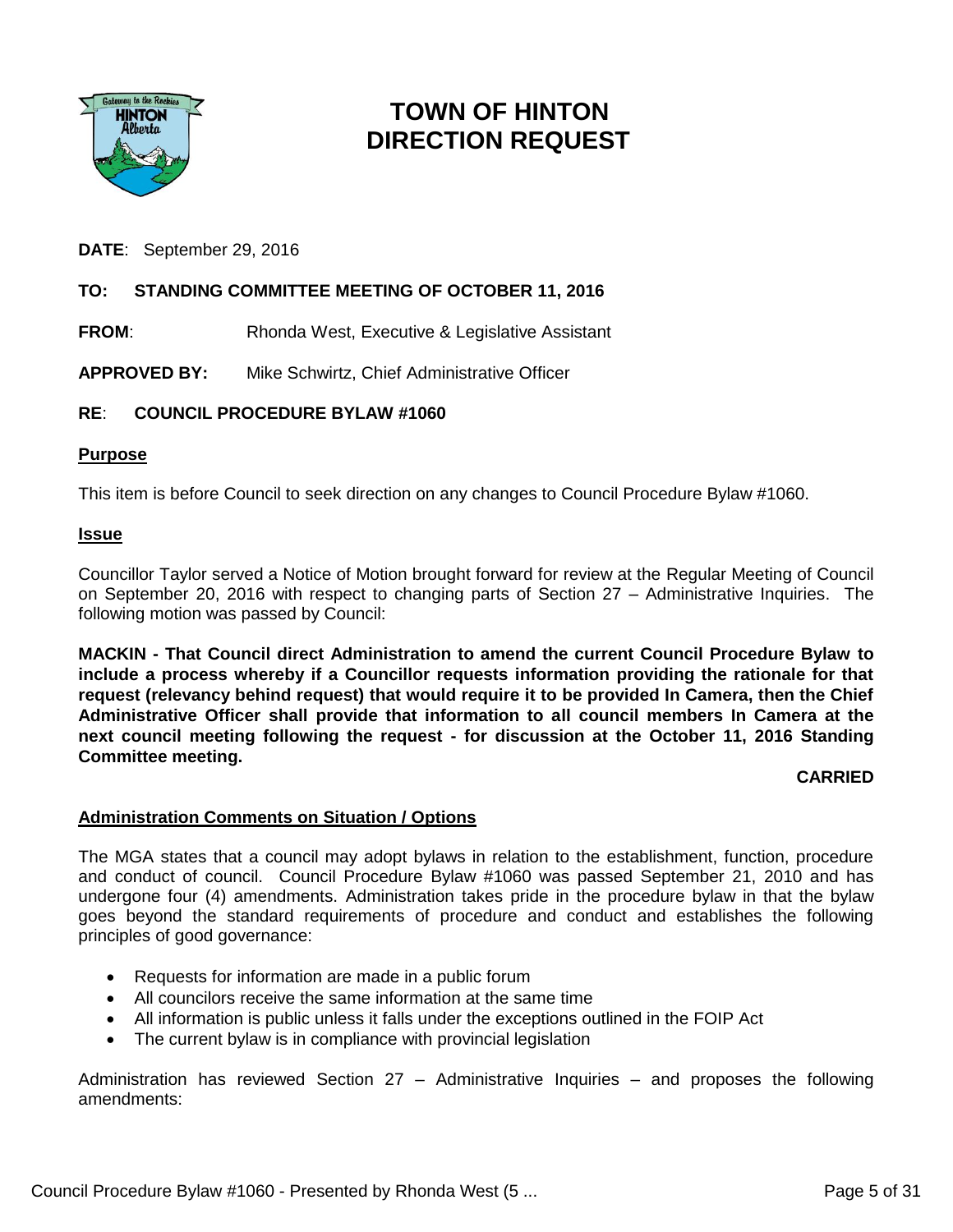# TOWN OF HINTON
# DIRECTION REQUEST

**DATE**: September 29, 2016

**TO: STANDING COMMITTEE MEETING OF OCTOBER 11, 2016**

**FROM**: Rhonda West, Executive & Legislative Assistant

**APPROVED BY:** Mike Schwirtz, Chief Administrative Officer

**RE**: **COUNCIL PROCEDURE BYLAW #1060**

## Purpose

This item is before Council to seek direction on any changes to Council Procedure Bylaw #1060.

## Issue

Councillor Taylor served a Notice of Motion brought forward for review at the Regular Meeting of Council on September 20, 2016 with respect to changing parts of Section 27 – Administrative Inquiries. The following motion was passed by Council:

**MACKIN - That Council direct Administration to amend the current Council Procedure Bylaw to include a process whereby if a Councillor requests information providing the rationale for that request (relevancy behind request) that would require it to be provided In Camera, then the Chief Administrative Officer shall provide that information to all council members In Camera at the next council meeting following the request - for discussion at the October 11, 2016 Standing Committee meeting.**

**CARRIED**

## Administration Comments on Situation / Options

The MGA states that a council may adopt bylaws in relation to the establishment, function, procedure and conduct of council. Council Procedure Bylaw #1060 was passed September 21, 2010 and has undergone four (4) amendments. Administration takes pride in the procedure bylaw in that the bylaw goes beyond the standard requirements of procedure and conduct and establishes the following principles of good governance:

- Requests for information are made in a public forum
- All councilors receive the same information at the same time
- All information is public unless it falls under the exceptions outlined in the FOIP Act
- The current bylaw is in compliance with provincial legislation

Administration has reviewed Section 27 – Administrative Inquiries – and proposes the following amendments: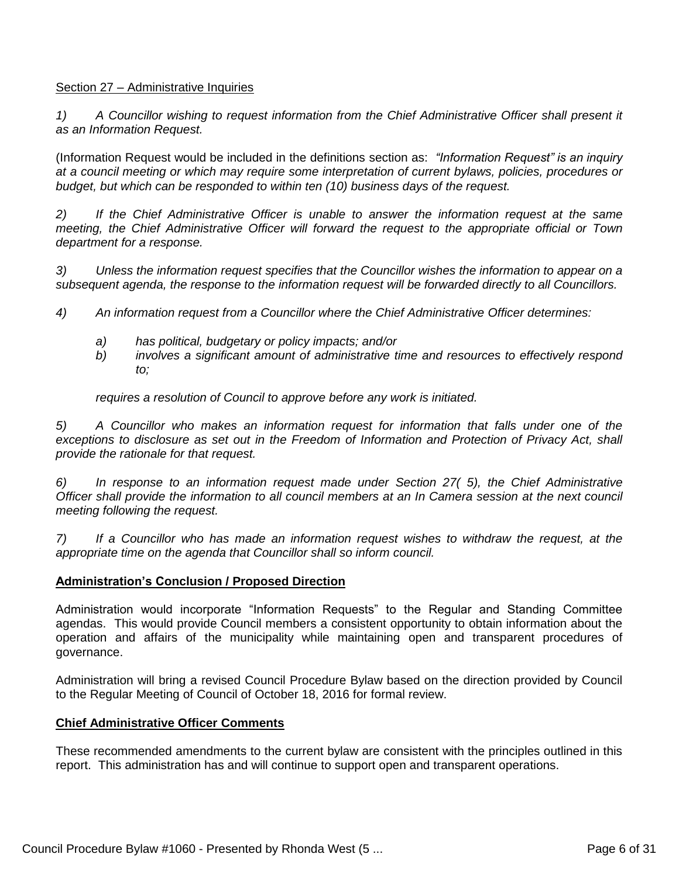Section 27 – Administrative Inquiries

*1) A Councillor wishing to request information from the Chief Administrative Officer shall present it as an Information Request.*

(Information Request would be included in the definitions section as: *"Information Request" is an inquiry at a council meeting or which may require some interpretation of current bylaws, policies, procedures or budget, but which can be responded to within ten (10) business days of the request.*

*2) If the Chief Administrative Officer is unable to answer the information request at the same meeting, the Chief Administrative Officer will forward the request to the appropriate official or Town department for a response.*

*3) Unless the information request specifies that the Councillor wishes the information to appear on a subsequent agenda, the response to the information request will be forwarded directly to all Councillors.*

*4) An information request from a Councillor where the Chief Administrative Officer determines:*

- *a) has political, budgetary or policy impacts; and/or*
- *b) involves a significant amount of administrative time and resources to effectively respond to;*

*requires a resolution of Council to approve before any work is initiated.*

*5) A Councillor who makes an information request for information that falls under one of the exceptions to disclosure as set out in the Freedom of Information and Protection of Privacy Act, shall provide the rationale for that request.*

*6) In response to an information request made under Section 27( 5), the Chief Administrative Officer shall provide the information to all council members at an In Camera session at the next council meeting following the request.*

*7) If a Councillor who has made an information request wishes to withdraw the request, at the appropriate time on the agenda that Councillor shall so inform council.*

## Administration's Conclusion / Proposed Direction

Administration would incorporate "Information Requests" to the Regular and Standing Committee agendas. This would provide Council members a consistent opportunity to obtain information about the operation and affairs of the municipality while maintaining open and transparent procedures of governance.

Administration will bring a revised Council Procedure Bylaw based on the direction provided by Council to the Regular Meeting of Council of October 18, 2016 for formal review.

## Chief Administrative Officer Comments

These recommended amendments to the current bylaw are consistent with the principles outlined in this report. This administration has and will continue to support open and transparent operations.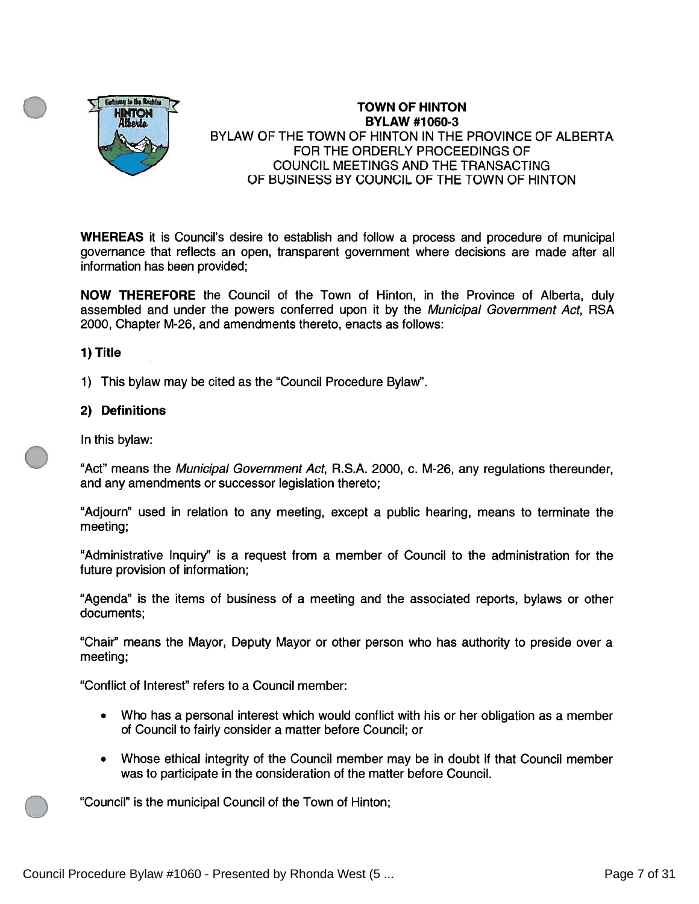**TOWN OF HINTON**
**BYLAW #1060-3**
BYLAW OF THE TOWN OF HINTON IN THE PROVINCE OF ALBERTA
FOR THE ORDERLY PROCEEDINGS OF
COUNCIL MEETINGS AND THE TRANSACTING
OF BUSINESS BY COUNCIL OF THE TOWN OF HINTON

**WHEREAS** it is Council's desire to establish and follow a process and procedure of municipal governance that reflects an open, transparent government where decisions are made after all information has been provided;

**NOW THEREFORE** the Council of the Town of Hinton, in the Province of Alberta, duly assembled and under the powers conferred upon it by the *Municipal Government Act*, RSA 2000, Chapter M-26, and amendments thereto, enacts as follows:

### 1) Title

1) This bylaw may be cited as the "Council Procedure Bylaw".

### 2) Definitions

In this bylaw:

"Act" means the *Municipal Government Act*, R.S.A. 2000, c. M-26, any regulations thereunder, and any amendments or successor legislation thereto;

"Adjourn" used in relation to any meeting, except a public hearing, means to terminate the meeting;

"Administrative Inquiry" is a request from a member of Council to the administration for the future provision of information;

"Agenda" is the items of business of a meeting and the associated reports, bylaws or other documents;

"Chair" means the Mayor, Deputy Mayor or other person who has authority to preside over a meeting;

"Conflict of Interest" refers to a Council member:

- Who has a personal interest which would conflict with his or her obligation as a member of Council to fairly consider a matter before Council; or
- Whose ethical integrity of the Council member may be in doubt if that Council member was to participate in the consideration of the matter before Council.

"Council" is the municipal Council of the Town of Hinton;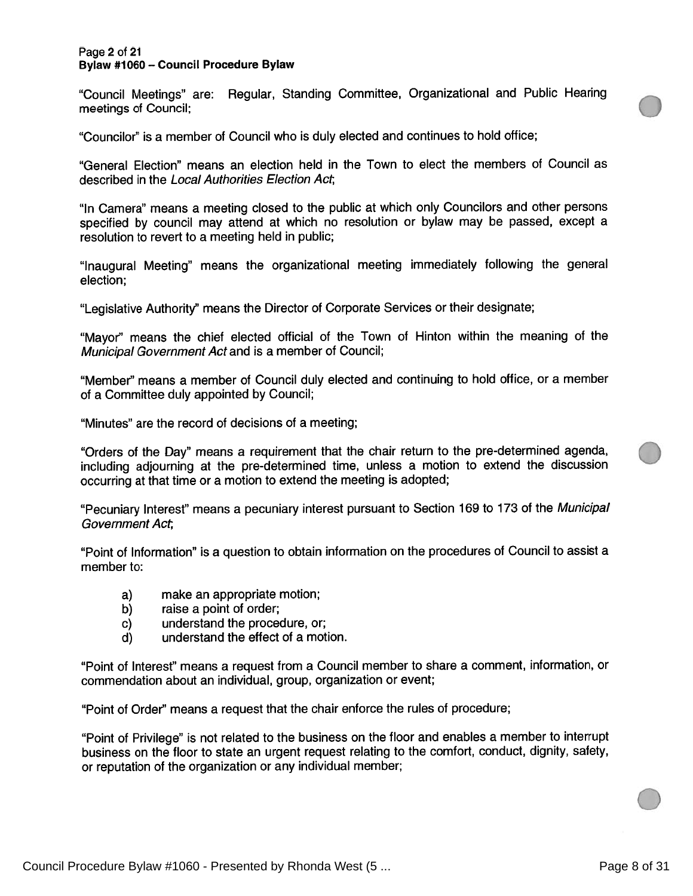"Council Meetings" are: Regular, Standing Committee, Organizational and Public Hearing meetings of Council;

"Councilor" is a member of Council who is duly elected and continues to hold office;

"General Election" means an election held in the Town to elect the members of Council as described in the *Local Authorities Election Act*;

"In Camera" means a meeting closed to the public at which only Councilors and other persons specified by council may attend at which no resolution or bylaw may be passed, except a resolution to revert to a meeting held in public;

"Inaugural Meeting" means the organizational meeting immediately following the general election;

"Legislative Authority" means the Director of Corporate Services or their designate;

"Mayor" means the chief elected official of the Town of Hinton within the meaning of the *Municipal Government Act* and is a member of Council;

"Member" means a member of Council duly elected and continuing to hold office, or a member of a Committee duly appointed by Council;

"Minutes" are the record of decisions of a meeting;

"Orders of the Day" means a requirement that the chair return to the pre-determined agenda, including adjourning at the pre-determined time, unless a motion to extend the discussion occurring at that time or a motion to extend the meeting is adopted;

"Pecuniary Interest" means a pecuniary interest pursuant to Section 169 to 173 of the *Municipal Government Act*;

"Point of Information" is a question to obtain information on the procedures of Council to assist a member to:

a) make an appropriate motion;
b) raise a point of order;
c) understand the procedure, or;
d) understand the effect of a motion.

"Point of Interest" means a request from a Council member to share a comment, information, or commendation about an individual, group, organization or event;

"Point of Order" means a request that the chair enforce the rules of procedure;

"Point of Privilege" is not related to the business on the floor and enables a member to interrupt business on the floor to state an urgent request relating to the comfort, conduct, dignity, safety, or reputation of the organization or any individual member;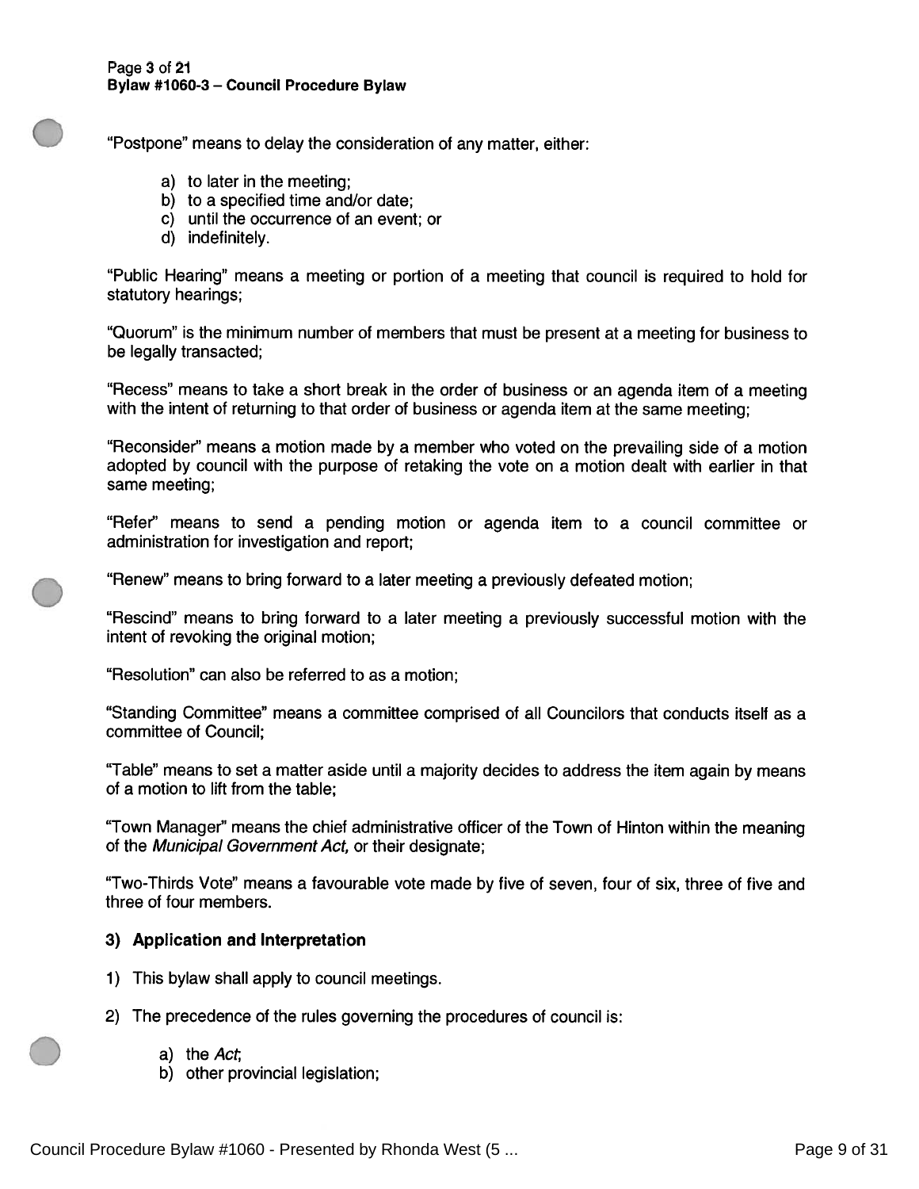"Postpone" means to delay the consideration of any matter, either:

a) to later in the meeting;
b) to a specified time and/or date;
c) until the occurrence of an event; or
d) indefinitely.

"Public Hearing" means a meeting or portion of a meeting that council is required to hold for statutory hearings;

"Quorum" is the minimum number of members that must be present at a meeting for business to be legally transacted;

"Recess" means to take a short break in the order of business or an agenda item of a meeting with the intent of returning to that order of business or agenda item at the same meeting;

"Reconsider" means a motion made by a member who voted on the prevailing side of a motion adopted by council with the purpose of retaking the vote on a motion dealt with earlier in that same meeting;

"Refer" means to send a pending motion or agenda item to a council committee or administration for investigation and report;

"Renew" means to bring forward to a later meeting a previously defeated motion;

"Rescind" means to bring forward to a later meeting a previously successful motion with the intent of revoking the original motion;

"Resolution" can also be referred to as a motion;

"Standing Committee" means a committee comprised of all Councilors that conducts itself as a committee of Council;

"Table" means to set a matter aside until a majority decides to address the item again by means of a motion to lift from the table;

"Town Manager" means the chief administrative officer of the Town of Hinton within the meaning of the *Municipal Government Act,* or their designate;

"Two-Thirds Vote" means a favourable vote made by five of seven, four of six, three of five and three of four members.

### 3) Application and Interpretation

1) This bylaw shall apply to council meetings.

2) The precedence of the rules governing the procedures of council is:

   a) the *Act*;
   b) other provincial legislation;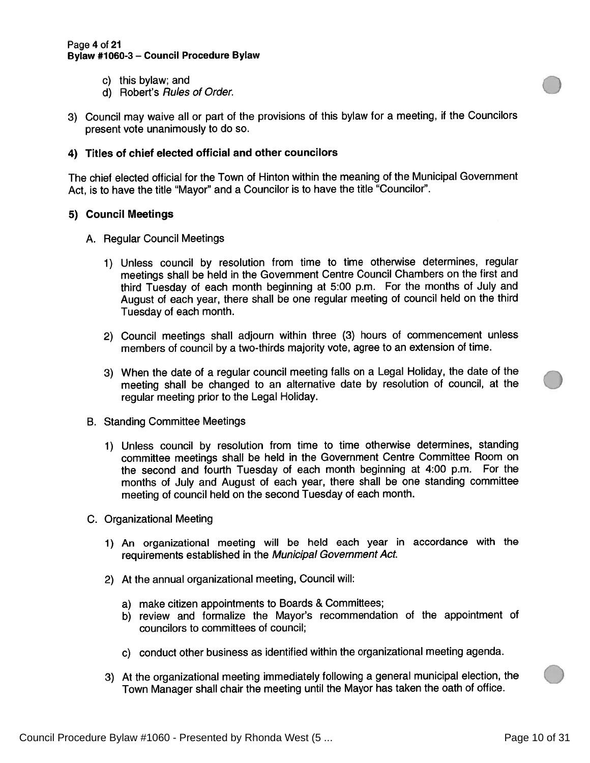c) this bylaw; and
d) Robert's *Rules of Order*.

3) Council may waive all or part of the provisions of this bylaw for a meeting, if the Councilors present vote unanimously to do so.

**4) Titles of chief elected official and other councilors**

The chief elected official for the Town of Hinton within the meaning of the Municipal Government Act, is to have the title "Mayor" and a Councilor is to have the title "Councilor".

**5) Council Meetings**

A. Regular Council Meetings

1) Unless council by resolution from time to time otherwise determines, regular meetings shall be held in the Government Centre Council Chambers on the first and third Tuesday of each month beginning at 5:00 p.m. For the months of July and August of each year, there shall be one regular meeting of council held on the third Tuesday of each month.

2) Council meetings shall adjourn within three (3) hours of commencement unless members of council by a two-thirds majority vote, agree to an extension of time.

3) When the date of a regular council meeting falls on a Legal Holiday, the date of the meeting shall be changed to an alternative date by resolution of council, at the regular meeting prior to the Legal Holiday.

B. Standing Committee Meetings

1) Unless council by resolution from time to time otherwise determines, standing committee meetings shall be held in the Government Centre Committee Room on the second and fourth Tuesday of each month beginning at 4:00 p.m. For the months of July and August of each year, there shall be one standing committee meeting of council held on the second Tuesday of each month.

C. Organizational Meeting

1) An organizational meeting will be held each year in accordance with the requirements established in the *Municipal Government Act*.

2) At the annual organizational meeting, Council will:

a) make citizen appointments to Boards & Committees;
b) review and formalize the Mayor's recommendation of the appointment of councilors to committees of council;
c) conduct other business as identified within the organizational meeting agenda.

3) At the organizational meeting immediately following a general municipal election, the Town Manager shall chair the meeting until the Mayor has taken the oath of office.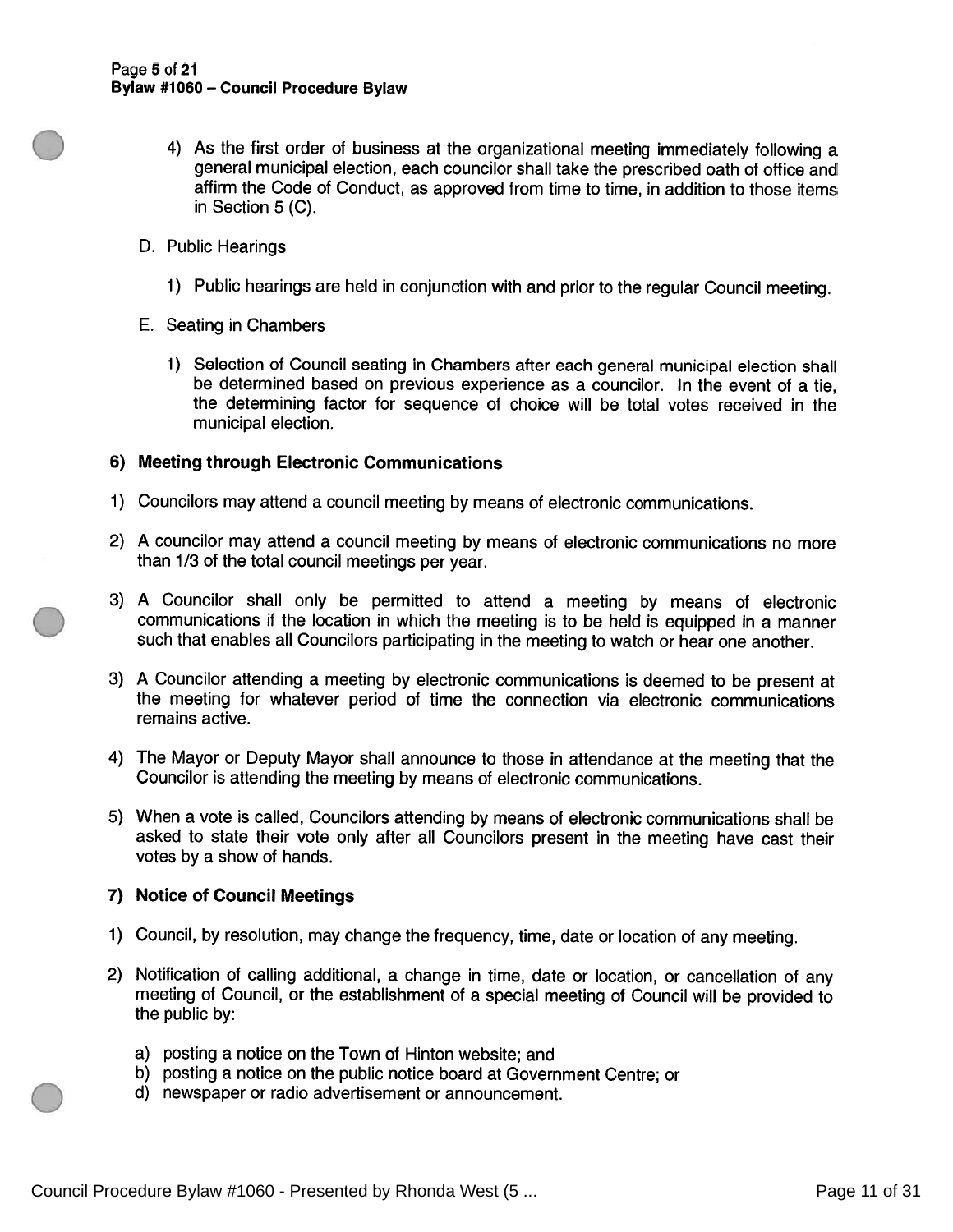4) As the first order of business at the organizational meeting immediately following a general municipal election, each councilor shall take the prescribed oath of office and affirm the Code of Conduct, as approved from time to time, in addition to those items in Section 5 (C).

D. Public Hearings

1) Public hearings are held in conjunction with and prior to the regular Council meeting.

E. Seating in Chambers

1) Selection of Council seating in Chambers after each general municipal election shall be determined based on previous experience as a councilor. In the event of a tie, the determining factor for sequence of choice will be total votes received in the municipal election.

**6) Meeting through Electronic Communications**

1) Councilors may attend a council meeting by means of electronic communications.

2) A councilor may attend a council meeting by means of electronic communications no more than 1/3 of the total council meetings per year.

3) A Councilor shall only be permitted to attend a meeting by means of electronic communications if the location in which the meeting is to be held is equipped in a manner such that enables all Councilors participating in the meeting to watch or hear one another.

3) A Councilor attending a meeting by electronic communications is deemed to be present at the meeting for whatever period of time the connection via electronic communications remains active.

4) The Mayor or Deputy Mayor shall announce to those in attendance at the meeting that the Councilor is attending the meeting by means of electronic communications.

5) When a vote is called, Councilors attending by means of electronic communications shall be asked to state their vote only after all Councilors present in the meeting have cast their votes by a show of hands.

**7) Notice of Council Meetings**

1) Council, by resolution, may change the frequency, time, date or location of any meeting.

2) Notification of calling additional, a change in time, date or location, or cancellation of any meeting of Council, or the establishment of a special meeting of Council will be provided to the public by:

   a) posting a notice on the Town of Hinton website; and
   b) posting a notice on the public notice board at Government Centre; or
   d) newspaper or radio advertisement or announcement.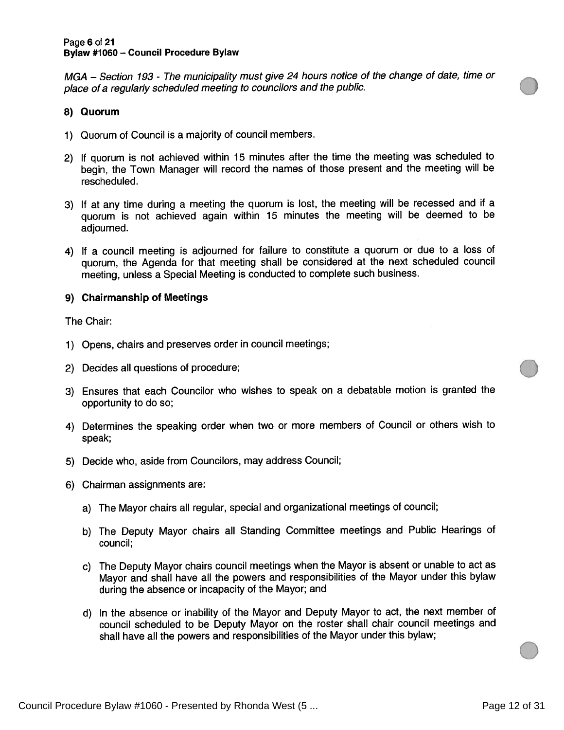*MGA – Section 193 - The municipality must give 24 hours notice of the change of date, time or place of a regularly scheduled meeting to councilors and the public.*

## 8) Quorum

1) Quorum of Council is a majority of council members.

2) If quorum is not achieved within 15 minutes after the time the meeting was scheduled to begin, the Town Manager will record the names of those present and the meeting will be rescheduled.

3) If at any time during a meeting the quorum is lost, the meeting will be recessed and if a quorum is not achieved again within 15 minutes the meeting will be deemed to be adjourned.

4) If a council meeting is adjourned for failure to constitute a quorum or due to a loss of quorum, the Agenda for that meeting shall be considered at the next scheduled council meeting, unless a Special Meeting is conducted to complete such business.

## 9) Chairmanship of Meetings

The Chair:

1) Opens, chairs and preserves order in council meetings;

2) Decides all questions of procedure;

3) Ensures that each Councilor who wishes to speak on a debatable motion is granted the opportunity to do so;

4) Determines the speaking order when two or more members of Council or others wish to speak;

5) Decide who, aside from Councilors, may address Council;

6) Chairman assignments are:

   a) The Mayor chairs all regular, special and organizational meetings of council;

   b) The Deputy Mayor chairs all Standing Committee meetings and Public Hearings of council;

   c) The Deputy Mayor chairs council meetings when the Mayor is absent or unable to act as Mayor and shall have all the powers and responsibilities of the Mayor under this bylaw during the absence or incapacity of the Mayor; and

   d) In the absence or inability of the Mayor and Deputy Mayor to act, the next member of council scheduled to be Deputy Mayor on the roster shall chair council meetings and shall have all the powers and responsibilities of the Mayor under this bylaw;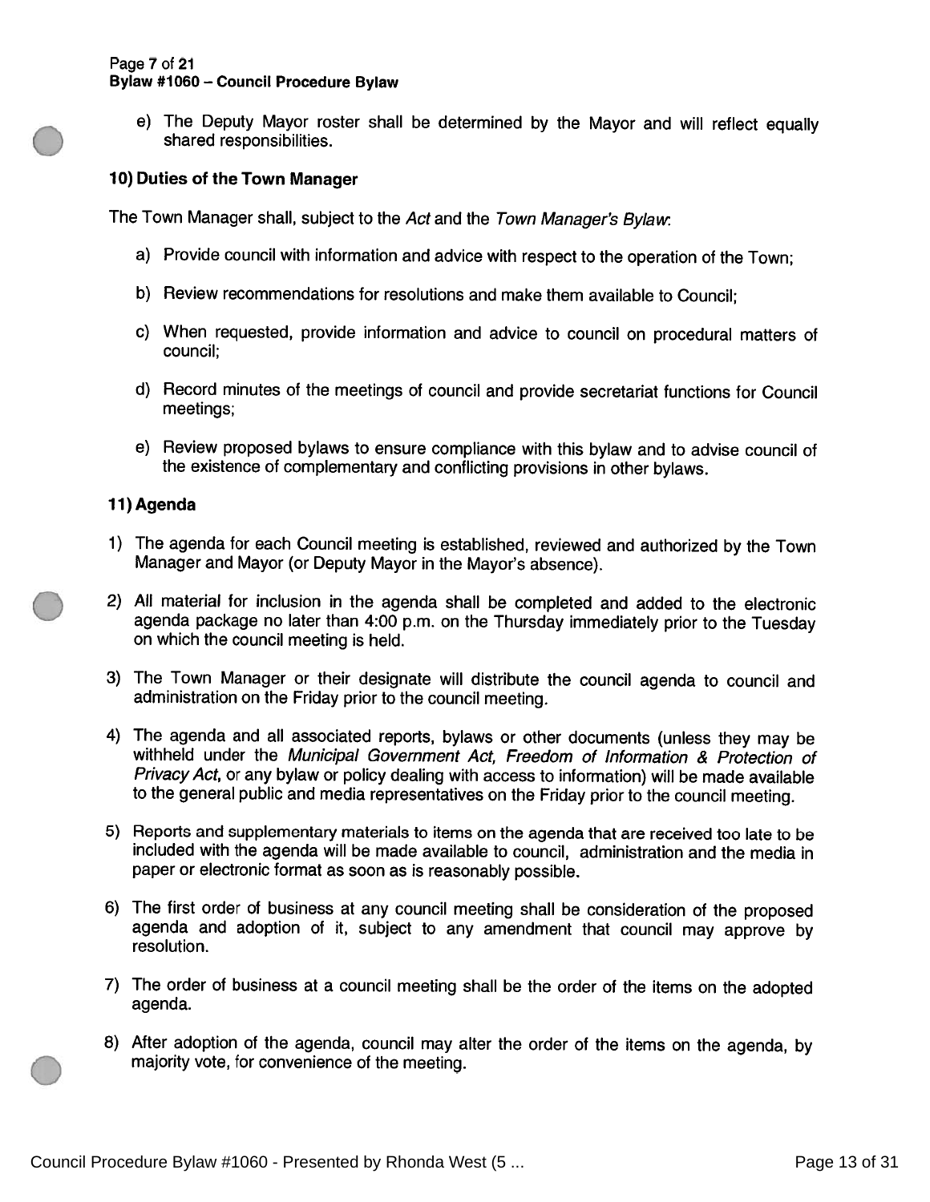e) The Deputy Mayor roster shall be determined by the Mayor and will reflect equally shared responsibilities.

## 10) Duties of the Town Manager

The Town Manager shall, subject to the *Act* and the *Town Manager's Bylaw*:

a) Provide council with information and advice with respect to the operation of the Town;

b) Review recommendations for resolutions and make them available to Council;

c) When requested, provide information and advice to council on procedural matters of council;

d) Record minutes of the meetings of council and provide secretariat functions for Council meetings;

e) Review proposed bylaws to ensure compliance with this bylaw and to advise council of the existence of complementary and conflicting provisions in other bylaws.

## 11) Agenda

1) The agenda for each Council meeting is established, reviewed and authorized by the Town Manager and Mayor (or Deputy Mayor in the Mayor's absence).

2) All material for inclusion in the agenda shall be completed and added to the electronic agenda package no later than 4:00 p.m. on the Thursday immediately prior to the Tuesday on which the council meeting is held.

3) The Town Manager or their designate will distribute the council agenda to council and administration on the Friday prior to the council meeting.

4) The agenda and all associated reports, bylaws or other documents (unless they may be withheld under the *Municipal Government Act, Freedom of Information & Protection of Privacy Act*, or any bylaw or policy dealing with access to information) will be made available to the general public and media representatives on the Friday prior to the council meeting.

5) Reports and supplementary materials to items on the agenda that are received too late to be included with the agenda will be made available to council, administration and the media in paper or electronic format as soon as is reasonably possible.

6) The first order of business at any council meeting shall be consideration of the proposed agenda and adoption of it, subject to any amendment that council may approve by resolution.

7) The order of business at a council meeting shall be the order of the items on the adopted agenda.

8) After adoption of the agenda, council may alter the order of the items on the agenda, by majority vote, for convenience of the meeting.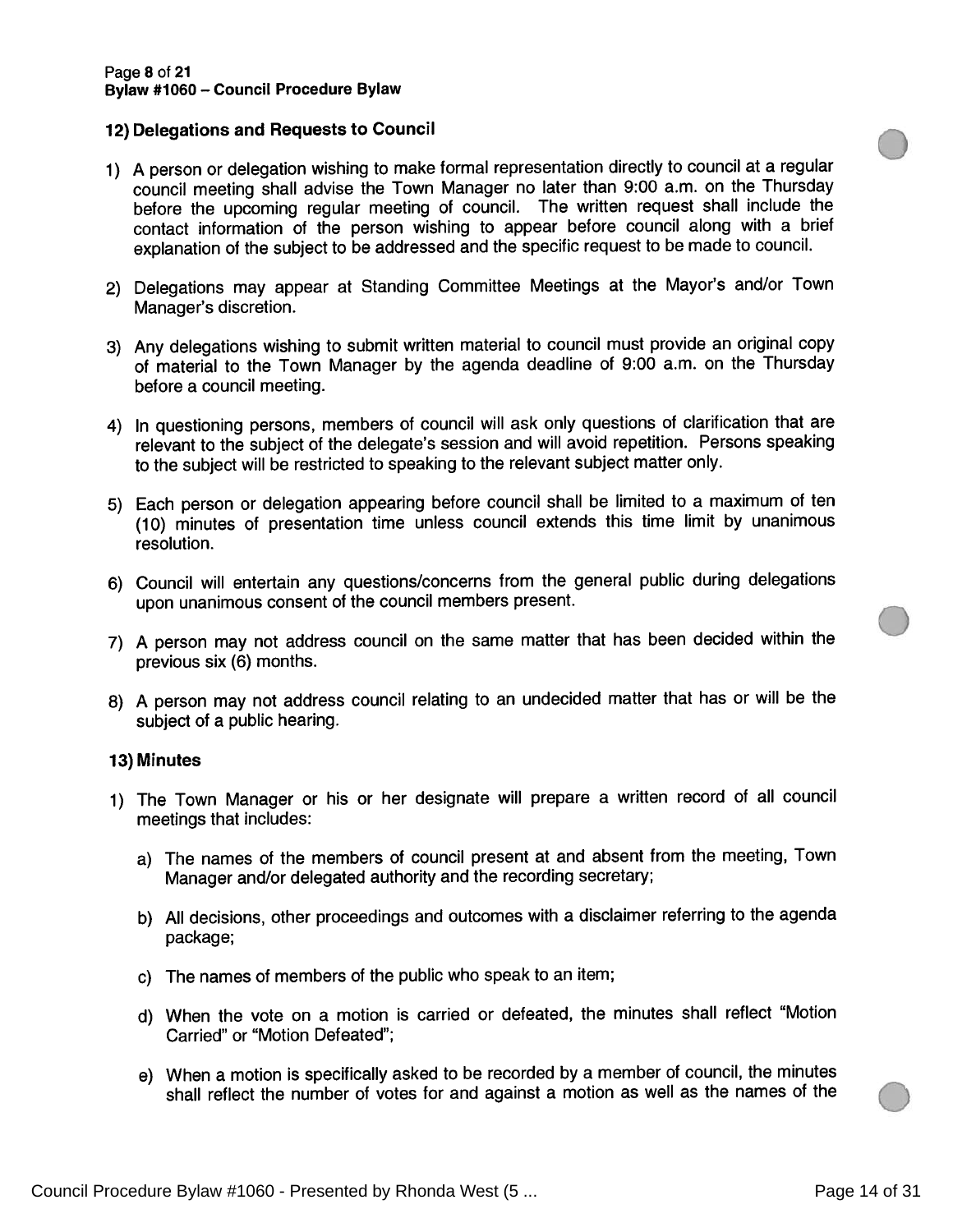## 12) Delegations and Requests to Council

1) A person or delegation wishing to make formal representation directly to council at a regular council meeting shall advise the Town Manager no later than 9:00 a.m. on the Thursday before the upcoming regular meeting of council. The written request shall include the contact information of the person wishing to appear before council along with a brief explanation of the subject to be addressed and the specific request to be made to council.

2) Delegations may appear at Standing Committee Meetings at the Mayor's and/or Town Manager's discretion.

3) Any delegations wishing to submit written material to council must provide an original copy of material to the Town Manager by the agenda deadline of 9:00 a.m. on the Thursday before a council meeting.

4) In questioning persons, members of council will ask only questions of clarification that are relevant to the subject of the delegate's session and will avoid repetition. Persons speaking to the subject will be restricted to speaking to the relevant subject matter only.

5) Each person or delegation appearing before council shall be limited to a maximum of ten (10) minutes of presentation time unless council extends this time limit by unanimous resolution.

6) Council will entertain any questions/concerns from the general public during delegations upon unanimous consent of the council members present.

7) A person may not address council on the same matter that has been decided within the previous six (6) months.

8) A person may not address council relating to an undecided matter that has or will be the subject of a public hearing.

## 13) Minutes

1) The Town Manager or his or her designate will prepare a written record of all council meetings that includes:

   a) The names of the members of council present at and absent from the meeting, Town Manager and/or delegated authority and the recording secretary;

   b) All decisions, other proceedings and outcomes with a disclaimer referring to the agenda package;

   c) The names of members of the public who speak to an item;

   d) When the vote on a motion is carried or defeated, the minutes shall reflect "Motion Carried" or "Motion Defeated";

   e) When a motion is specifically asked to be recorded by a member of council, the minutes shall reflect the number of votes for and against a motion as well as the names of the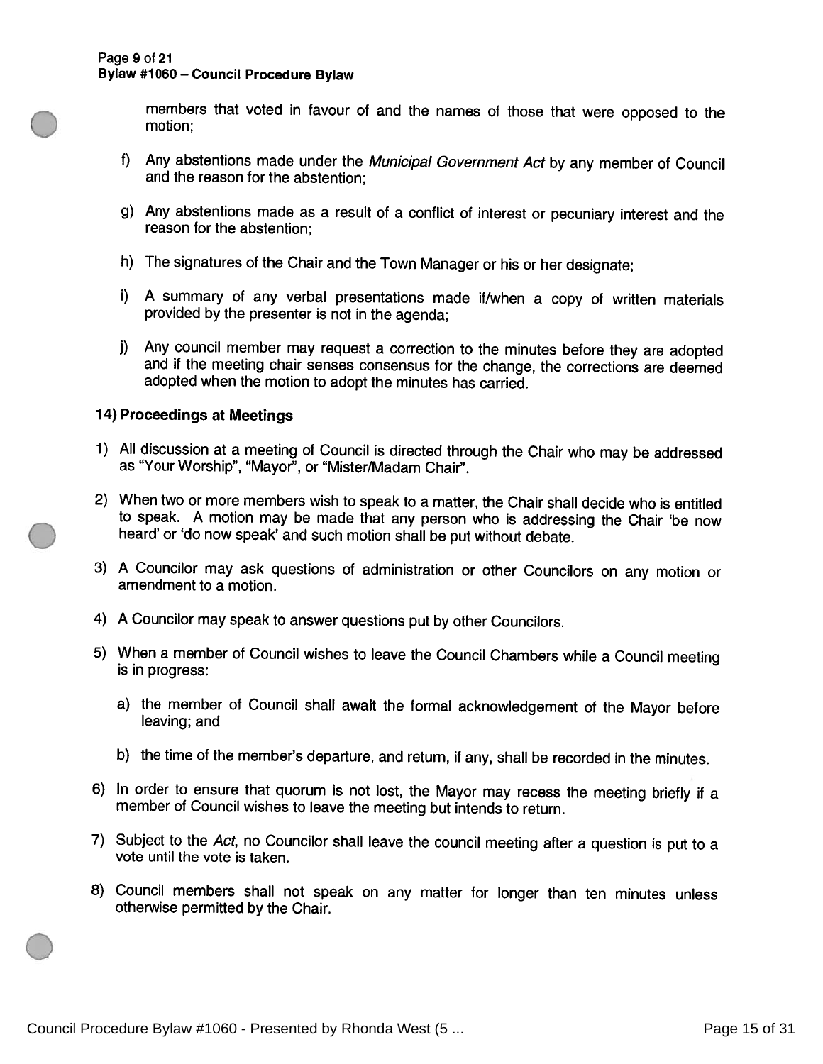members that voted in favour of and the names of those that were opposed to the motion;

f) Any abstentions made under the *Municipal Government Act* by any member of Council and the reason for the abstention;

g) Any abstentions made as a result of a conflict of interest or pecuniary interest and the reason for the abstention;

h) The signatures of the Chair and the Town Manager or his or her designate;

i) A summary of any verbal presentations made if/when a copy of written materials provided by the presenter is not in the agenda;

j) Any council member may request a correction to the minutes before they are adopted and if the meeting chair senses consensus for the change, the corrections are deemed adopted when the motion to adopt the minutes has carried.

### 14) Proceedings at Meetings

1) All discussion at a meeting of Council is directed through the Chair who may be addressed as "Your Worship", "Mayor", or "Mister/Madam Chair".

2) When two or more members wish to speak to a matter, the Chair shall decide who is entitled to speak. A motion may be made that any person who is addressing the Chair 'be now heard' or 'do now speak' and such motion shall be put without debate.

3) A Councilor may ask questions of administration or other Councilors on any motion or amendment to a motion.

4) A Councilor may speak to answer questions put by other Councilors.

5) When a member of Council wishes to leave the Council Chambers while a Council meeting is in progress:

   a) the member of Council shall await the formal acknowledgement of the Mayor before leaving; and

   b) the time of the member's departure, and return, if any, shall be recorded in the minutes.

6) In order to ensure that quorum is not lost, the Mayor may recess the meeting briefly if a member of Council wishes to leave the meeting but intends to return.

7) Subject to the *Act*, no Councilor shall leave the council meeting after a question is put to a vote until the vote is taken.

8) Council members shall not speak on any matter for longer than ten minutes unless otherwise permitted by the Chair.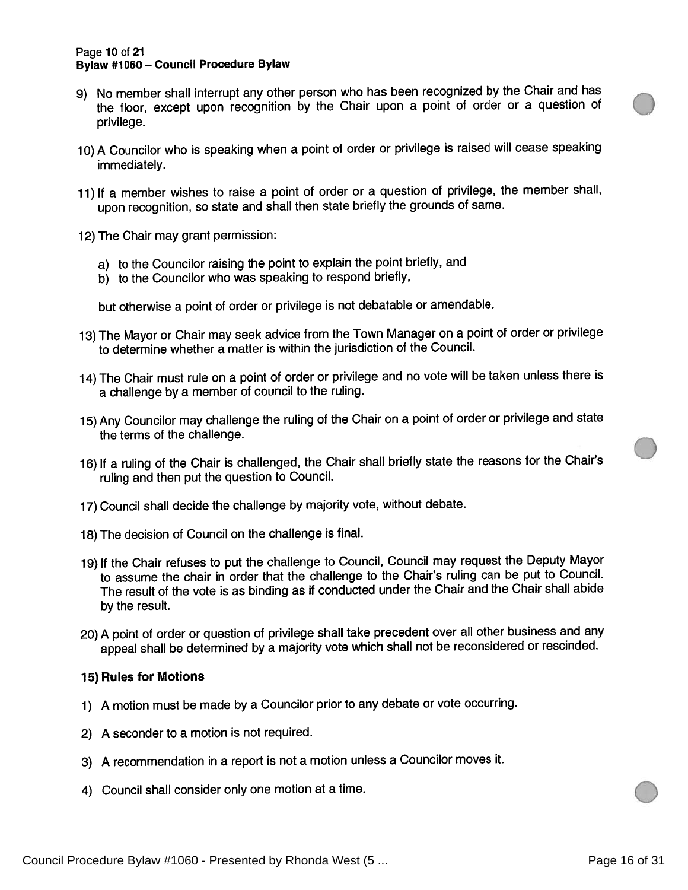9) No member shall interrupt any other person who has been recognized by the Chair and has the floor, except upon recognition by the Chair upon a point of order or a question of privilege.

10) A Councilor who is speaking when a point of order or privilege is raised will cease speaking immediately.

11) If a member wishes to raise a point of order or a question of privilege, the member shall, upon recognition, so state and shall then state briefly the grounds of same.

12) The Chair may grant permission:

    a) to the Councilor raising the point to explain the point briefly, and
    b) to the Councilor who was speaking to respond briefly,

    but otherwise a point of order or privilege is not debatable or amendable.

13) The Mayor or Chair may seek advice from the Town Manager on a point of order or privilege to determine whether a matter is within the jurisdiction of the Council.

14) The Chair must rule on a point of order or privilege and no vote will be taken unless there is a challenge by a member of council to the ruling.

15) Any Councilor may challenge the ruling of the Chair on a point of order or privilege and state the terms of the challenge.

16) If a ruling of the Chair is challenged, the Chair shall briefly state the reasons for the Chair's ruling and then put the question to Council.

17) Council shall decide the challenge by majority vote, without debate.

18) The decision of Council on the challenge is final.

19) If the Chair refuses to put the challenge to Council, Council may request the Deputy Mayor to assume the chair in order that the challenge to the Chair's ruling can be put to Council. The result of the vote is as binding as if conducted under the Chair and the Chair shall abide by the result.

20) A point of order or question of privilege shall take precedent over all other business and any appeal shall be determined by a majority vote which shall not be reconsidered or rescinded.

### 15) Rules for Motions

1) A motion must be made by a Councilor prior to any debate or vote occurring.

2) A seconder to a motion is not required.

3) A recommendation in a report is not a motion unless a Councilor moves it.

4) Council shall consider only one motion at a time.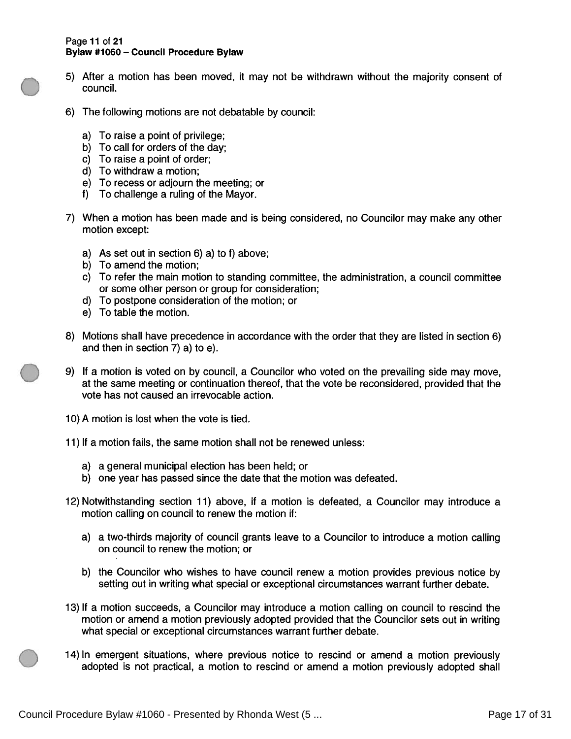5) After a motion has been moved, it may not be withdrawn without the majority consent of council.

6) The following motions are not debatable by council:

   a) To raise a point of privilege;
   b) To call for orders of the day;
   c) To raise a point of order;
   d) To withdraw a motion;
   e) To recess or adjourn the meeting; or
   f) To challenge a ruling of the Mayor.

7) When a motion has been made and is being considered, no Councilor may make any other motion except:

   a) As set out in section 6) a) to f) above;
   b) To amend the motion;
   c) To refer the main motion to standing committee, the administration, a council committee or some other person or group for consideration;
   d) To postpone consideration of the motion; or
   e) To table the motion.

8) Motions shall have precedence in accordance with the order that they are listed in section 6) and then in section 7) a) to e).

9) If a motion is voted on by council, a Councilor who voted on the prevailing side may move, at the same meeting or continuation thereof, that the vote be reconsidered, provided that the vote has not caused an irrevocable action.

10) A motion is lost when the vote is tied.

11) If a motion fails, the same motion shall not be renewed unless:

   a) a general municipal election has been held; or
   b) one year has passed since the date that the motion was defeated.

12) Notwithstanding section 11) above, if a motion is defeated, a Councilor may introduce a motion calling on council to renew the motion if:

   a) a two-thirds majority of council grants leave to a Councilor to introduce a motion calling on council to renew the motion; or

   b) the Councilor who wishes to have council renew a motion provides previous notice by setting out in writing what special or exceptional circumstances warrant further debate.

13) If a motion succeeds, a Councilor may introduce a motion calling on council to rescind the motion or amend a motion previously adopted provided that the Councilor sets out in writing what special or exceptional circumstances warrant further debate.

14) In emergent situations, where previous notice to rescind or amend a motion previously adopted is not practical, a motion to rescind or amend a motion previously adopted shall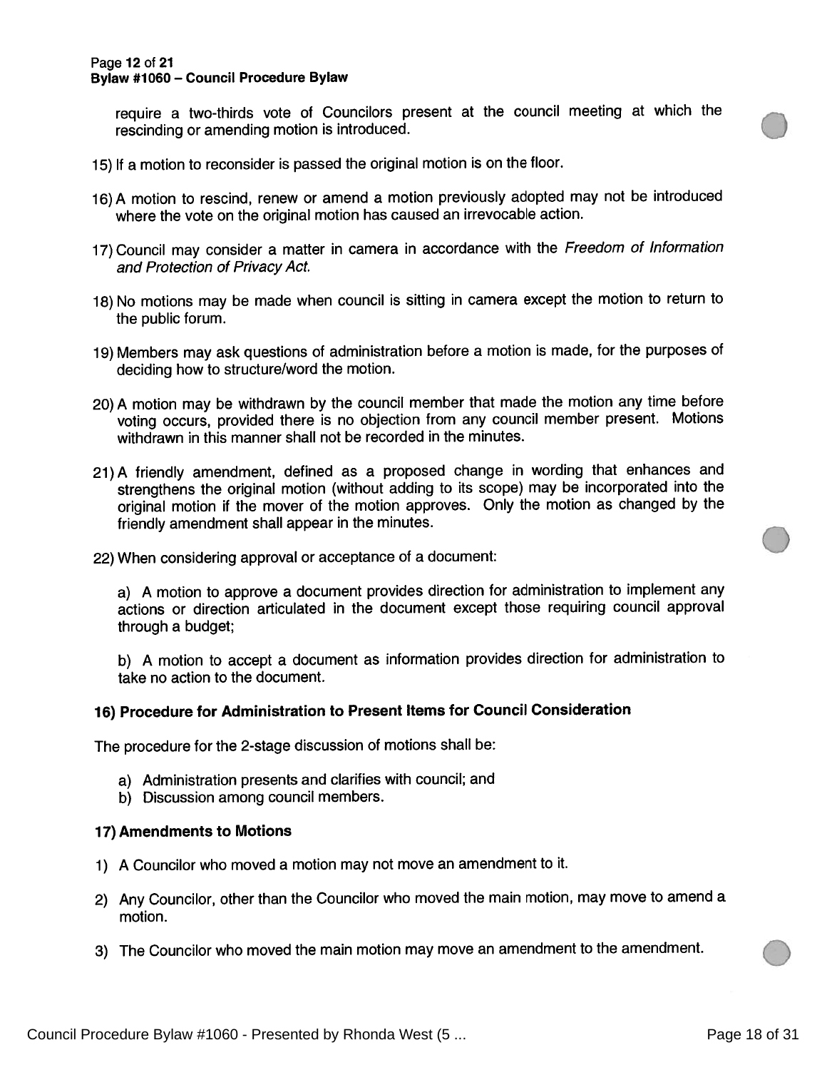require a two-thirds vote of Councilors present at the council meeting at which the rescinding or amending motion is introduced.

15) If a motion to reconsider is passed the original motion is on the floor.

16) A motion to rescind, renew or amend a motion previously adopted may not be introduced where the vote on the original motion has caused an irrevocable action.

17) Council may consider a matter in camera in accordance with the *Freedom of Information and Protection of Privacy Act.*

18) No motions may be made when council is sitting in camera except the motion to return to the public forum.

19) Members may ask questions of administration before a motion is made, for the purposes of deciding how to structure/word the motion.

20) A motion may be withdrawn by the council member that made the motion any time before voting occurs, provided there is no objection from any council member present. Motions withdrawn in this manner shall not be recorded in the minutes.

21) A friendly amendment, defined as a proposed change in wording that enhances and strengthens the original motion (without adding to its scope) may be incorporated into the original motion if the mover of the motion approves. Only the motion as changed by the friendly amendment shall appear in the minutes.

22) When considering approval or acceptance of a document:

    a) A motion to approve a document provides direction for administration to implement any actions or direction articulated in the document except those requiring council approval through a budget;

    b) A motion to accept a document as information provides direction for administration to take no action to the document.

### 16) Procedure for Administration to Present Items for Council Consideration

The procedure for the 2-stage discussion of motions shall be:

a) Administration presents and clarifies with council; and
b) Discussion among council members.

### 17) Amendments to Motions

1) A Councilor who moved a motion may not move an amendment to it.

2) Any Councilor, other than the Councilor who moved the main motion, may move to amend a motion.

3) The Councilor who moved the main motion may move an amendment to the amendment.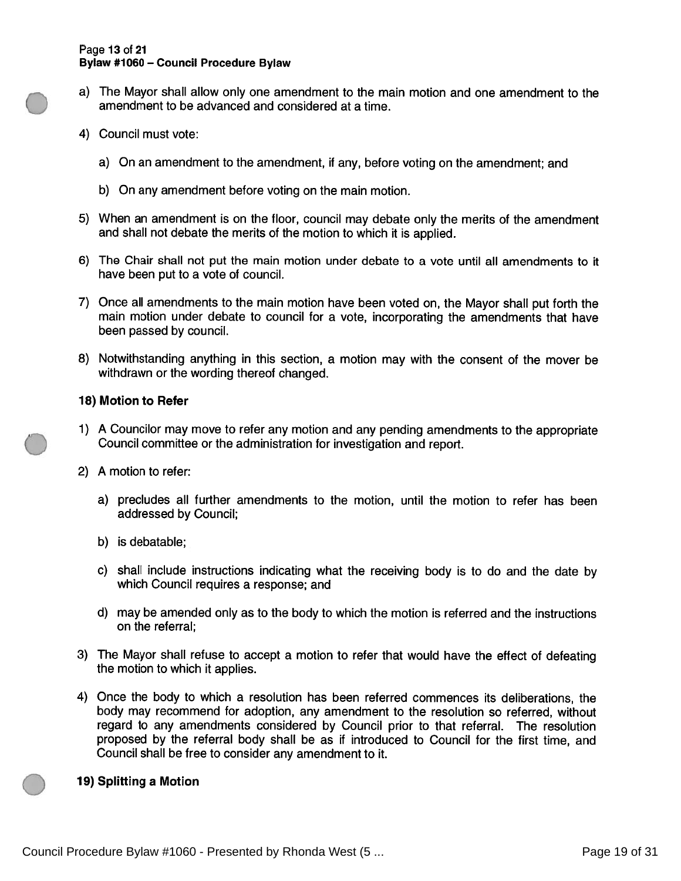a) The Mayor shall allow only one amendment to the main motion and one amendment to the amendment to be advanced and considered at a time.

4) Council must vote:

   a) On an amendment to the amendment, if any, before voting on the amendment; and

   b) On any amendment before voting on the main motion.

5) When an amendment is on the floor, council may debate only the merits of the amendment and shall not debate the merits of the motion to which it is applied.

6) The Chair shall not put the main motion under debate to a vote until all amendments to it have been put to a vote of council.

7) Once all amendments to the main motion have been voted on, the Mayor shall put forth the main motion under debate to council for a vote, incorporating the amendments that have been passed by council.

8) Notwithstanding anything in this section, a motion may with the consent of the mover be withdrawn or the wording thereof changed.

**18) Motion to Refer**

1) A Councilor may move to refer any motion and any pending amendments to the appropriate Council committee or the administration for investigation and report.

2) A motion to refer:

   a) precludes all further amendments to the motion, until the motion to refer has been addressed by Council;

   b) is debatable;

   c) shall include instructions indicating what the receiving body is to do and the date by which Council requires a response; and

   d) may be amended only as to the body to which the motion is referred and the instructions on the referral;

3) The Mayor shall refuse to accept a motion to refer that would have the effect of defeating the motion to which it applies.

4) Once the body to which a resolution has been referred commences its deliberations, the body may recommend for adoption, any amendment to the resolution so referred, without regard to any amendments considered by Council prior to that referral. The resolution proposed by the referral body shall be as if introduced to Council for the first time, and Council shall be free to consider any amendment to it.

**19) Splitting a Motion**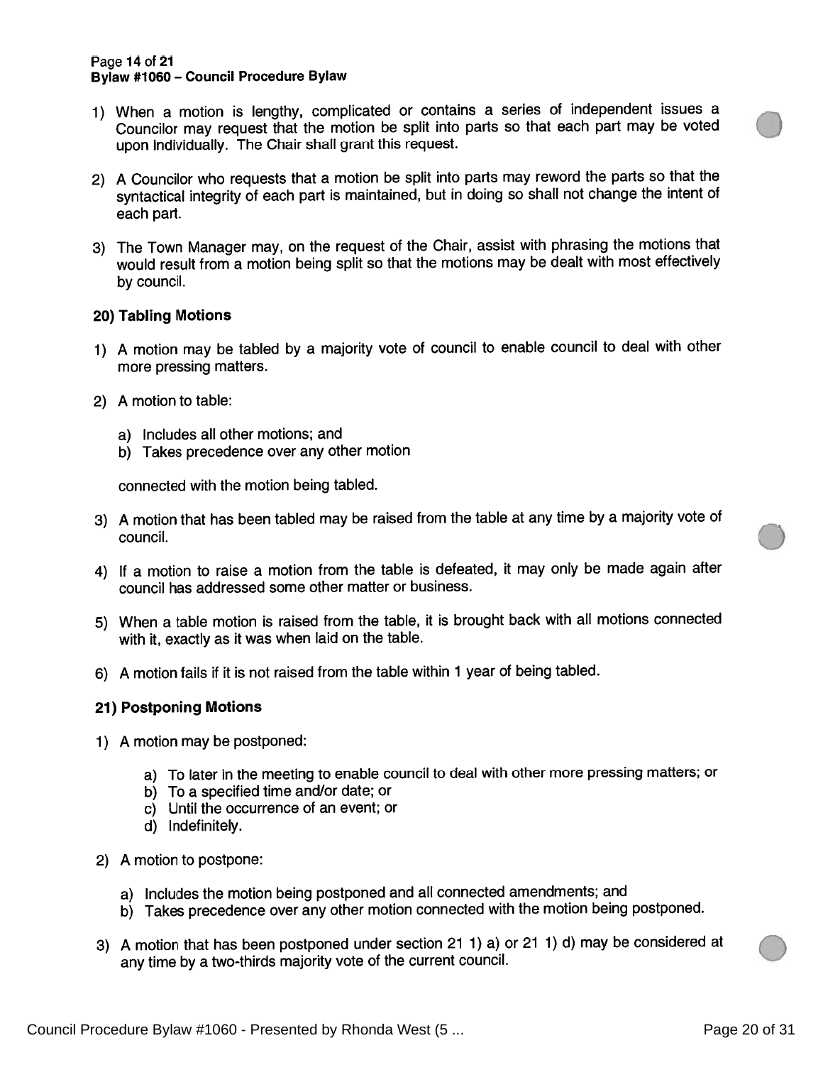1) When a motion is lengthy, complicated or contains a series of independent issues a Councilor may request that the motion be split into parts so that each part may be voted upon individually. The Chair shall grant this request.

2) A Councilor who requests that a motion be split into parts may reword the parts so that the syntactical integrity of each part is maintained, but in doing so shall not change the intent of each part.

3) The Town Manager may, on the request of the Chair, assist with phrasing the motions that would result from a motion being split so that the motions may be dealt with most effectively by council.

**20) Tabling Motions**

1) A motion may be tabled by a majority vote of council to enable council to deal with other more pressing matters.

2) A motion to table:

    a) Includes all other motions; and
    b) Takes precedence over any other motion

    connected with the motion being tabled.

3) A motion that has been tabled may be raised from the table at any time by a majority vote of council.

4) If a motion to raise a motion from the table is defeated, it may only be made again after council has addressed some other matter or business.

5) When a table motion is raised from the table, it is brought back with all motions connected with it, exactly as it was when laid on the table.

6) A motion fails if it is not raised from the table within 1 year of being tabled.

**21) Postponing Motions**

1) A motion may be postponed:

    a) To later in the meeting to enable council to deal with other more pressing matters; or
    b) To a specified time and/or date; or
    c) Until the occurrence of an event; or
    d) Indefinitely.

2) A motion to postpone:

    a) Includes the motion being postponed and all connected amendments; and
    b) Takes precedence over any other motion connected with the motion being postponed.

3) A motion that has been postponed under section 21 1) a) or 21 1) d) may be considered at any time by a two-thirds majority vote of the current council.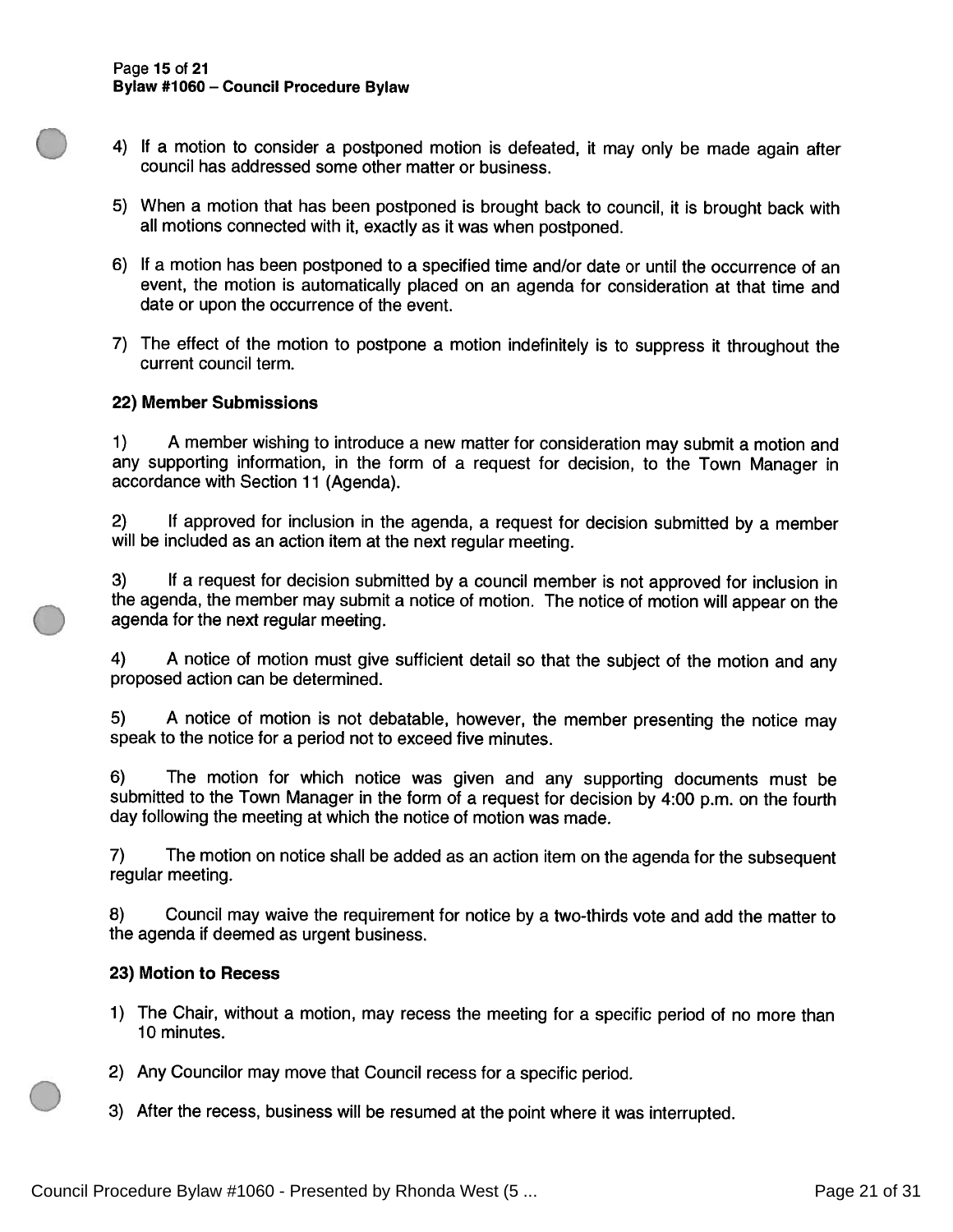4) If a motion to consider a postponed motion is defeated, it may only be made again after council has addressed some other matter or business.

5) When a motion that has been postponed is brought back to council, it is brought back with all motions connected with it, exactly as it was when postponed.

6) If a motion has been postponed to a specified time and/or date or until the occurrence of an event, the motion is automatically placed on an agenda for consideration at that time and date or upon the occurrence of the event.

7) The effect of the motion to postpone a motion indefinitely is to suppress it throughout the current council term.

### 22) Member Submissions

1) A member wishing to introduce a new matter for consideration may submit a motion and any supporting information, in the form of a request for decision, to the Town Manager in accordance with Section 11 (Agenda).

2) If approved for inclusion in the agenda, a request for decision submitted by a member will be included as an action item at the next regular meeting.

3) If a request for decision submitted by a council member is not approved for inclusion in the agenda, the member may submit a notice of motion. The notice of motion will appear on the agenda for the next regular meeting.

4) A notice of motion must give sufficient detail so that the subject of the motion and any proposed action can be determined.

5) A notice of motion is not debatable, however, the member presenting the notice may speak to the notice for a period not to exceed five minutes.

6) The motion for which notice was given and any supporting documents must be submitted to the Town Manager in the form of a request for decision by 4:00 p.m. on the fourth day following the meeting at which the notice of motion was made.

7) The motion on notice shall be added as an action item on the agenda for the subsequent regular meeting.

8) Council may waive the requirement for notice by a two-thirds vote and add the matter to the agenda if deemed as urgent business.

### 23) Motion to Recess

1) The Chair, without a motion, may recess the meeting for a specific period of no more than 10 minutes.

2) Any Councilor may move that Council recess for a specific period.

3) After the recess, business will be resumed at the point where it was interrupted.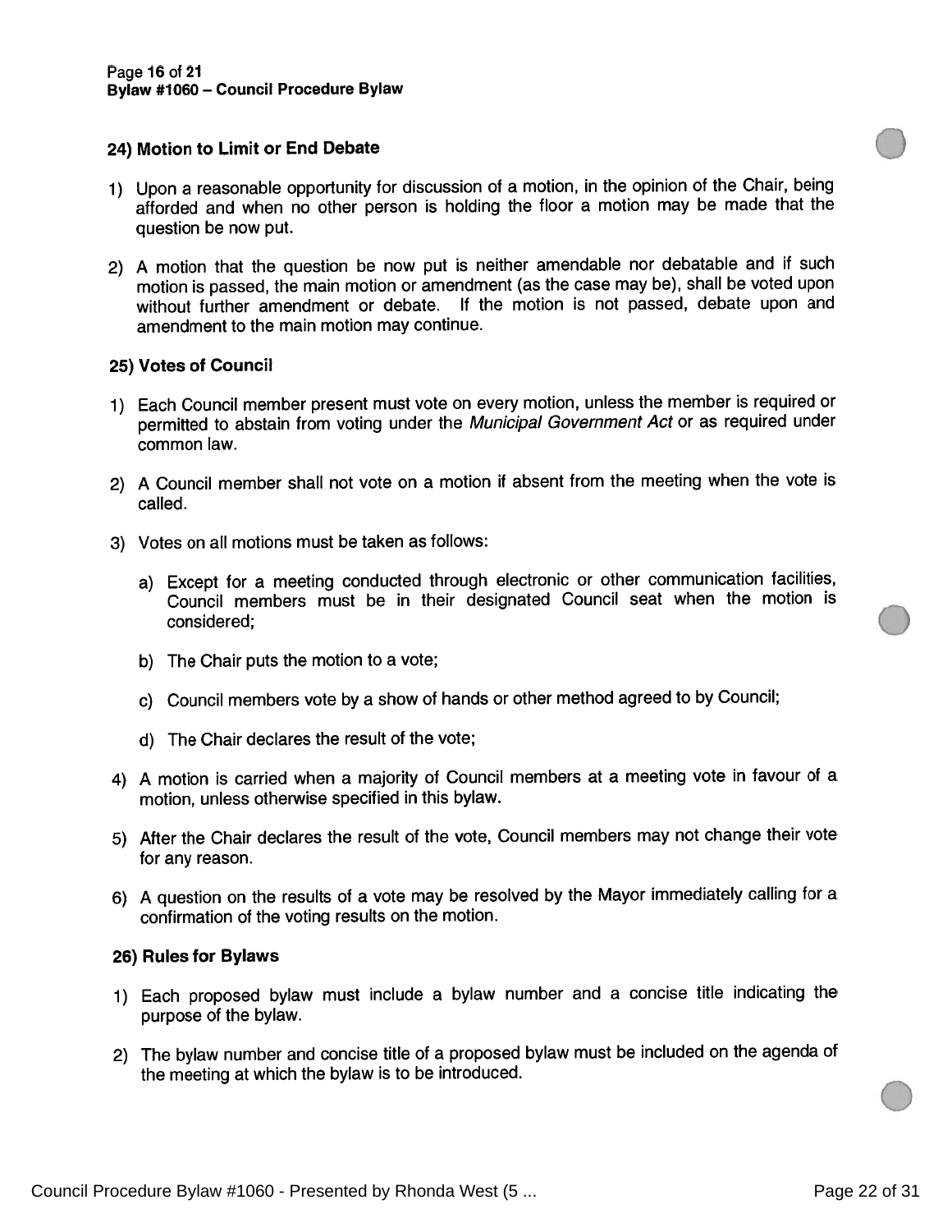### 24) Motion to Limit or End Debate

1) Upon a reasonable opportunity for discussion of a motion, in the opinion of the Chair, being afforded and when no other person is holding the floor a motion may be made that the question be now put.

2) A motion that the question be now put is neither amendable nor debatable and if such motion is passed, the main motion or amendment (as the case may be), shall be voted upon without further amendment or debate. If the motion is not passed, debate upon and amendment to the main motion may continue.

### 25) Votes of Council

1) Each Council member present must vote on every motion, unless the member is required or permitted to abstain from voting under the *Municipal Government Act* or as required under common law.

2) A Council member shall not vote on a motion if absent from the meeting when the vote is called.

3) Votes on all motions must be taken as follows:

   a) Except for a meeting conducted through electronic or other communication facilities, Council members must be in their designated Council seat when the motion is considered;

   b) The Chair puts the motion to a vote;

   c) Council members vote by a show of hands or other method agreed to by Council;

   d) The Chair declares the result of the vote;

4) A motion is carried when a majority of Council members at a meeting vote in favour of a motion, unless otherwise specified in this bylaw.

5) After the Chair declares the result of the vote, Council members may not change their vote for any reason.

6) A question on the results of a vote may be resolved by the Mayor immediately calling for a confirmation of the voting results on the motion.

### 26) Rules for Bylaws

1) Each proposed bylaw must include a bylaw number and a concise title indicating the purpose of the bylaw.

2) The bylaw number and concise title of a proposed bylaw must be included on the agenda of the meeting at which the bylaw is to be introduced.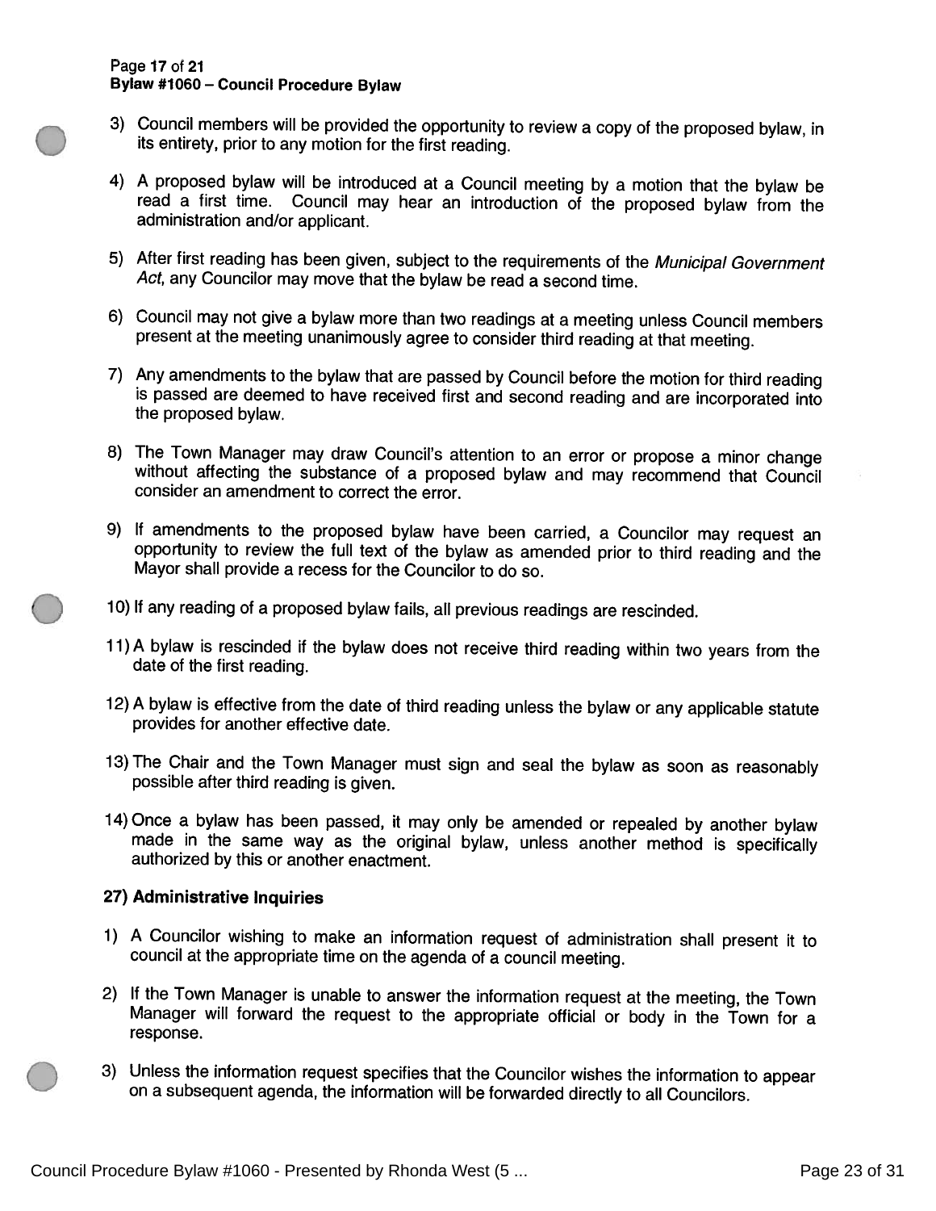3) Council members will be provided the opportunity to review a copy of the proposed bylaw, in its entirety, prior to any motion for the first reading.

4) A proposed bylaw will be introduced at a Council meeting by a motion that the bylaw be read a first time. Council may hear an introduction of the proposed bylaw from the administration and/or applicant.

5) After first reading has been given, subject to the requirements of the *Municipal Government Act*, any Councilor may move that the bylaw be read a second time.

6) Council may not give a bylaw more than two readings at a meeting unless Council members present at the meeting unanimously agree to consider third reading at that meeting.

7) Any amendments to the bylaw that are passed by Council before the motion for third reading is passed are deemed to have received first and second reading and are incorporated into the proposed bylaw.

8) The Town Manager may draw Council's attention to an error or propose a minor change without affecting the substance of a proposed bylaw and may recommend that Council consider an amendment to correct the error.

9) If amendments to the proposed bylaw have been carried, a Councilor may request an opportunity to review the full text of the bylaw as amended prior to third reading and the Mayor shall provide a recess for the Councilor to do so.

10) If any reading of a proposed bylaw fails, all previous readings are rescinded.

11) A bylaw is rescinded if the bylaw does not receive third reading within two years from the date of the first reading.

12) A bylaw is effective from the date of third reading unless the bylaw or any applicable statute provides for another effective date.

13) The Chair and the Town Manager must sign and seal the bylaw as soon as reasonably possible after third reading is given.

14) Once a bylaw has been passed, it may only be amended or repealed by another bylaw made in the same way as the original bylaw, unless another method is specifically authorized by this or another enactment.

**27) Administrative Inquiries**

1) A Councilor wishing to make an information request of administration shall present it to council at the appropriate time on the agenda of a council meeting.

2) If the Town Manager is unable to answer the information request at the meeting, the Town Manager will forward the request to the appropriate official or body in the Town for a response.

3) Unless the information request specifies that the Councilor wishes the information to appear on a subsequent agenda, the information will be forwarded directly to all Councilors.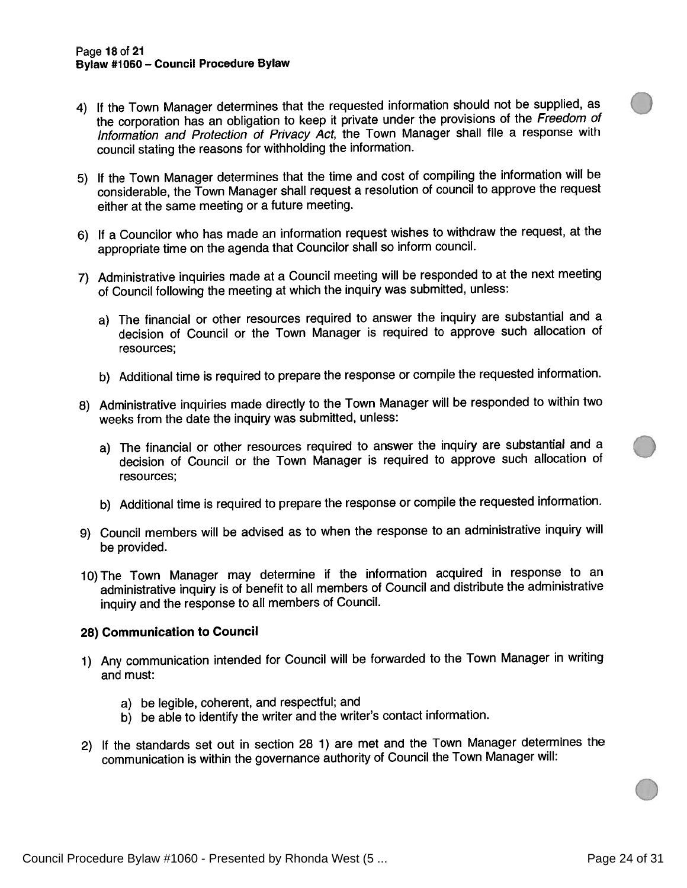4) If the Town Manager determines that the requested information should not be supplied, as the corporation has an obligation to keep it private under the provisions of the *Freedom of Information and Protection of Privacy Act*, the Town Manager shall file a response with council stating the reasons for withholding the information.

5) If the Town Manager determines that the time and cost of compiling the information will be considerable, the Town Manager shall request a resolution of council to approve the request either at the same meeting or a future meeting.

6) If a Councilor who has made an information request wishes to withdraw the request, at the appropriate time on the agenda that Councilor shall so inform council.

7) Administrative inquiries made at a Council meeting will be responded to at the next meeting of Council following the meeting at which the inquiry was submitted, unless:

   a) The financial or other resources required to answer the inquiry are substantial and a decision of Council or the Town Manager is required to approve such allocation of resources;

   b) Additional time is required to prepare the response or compile the requested information.

8) Administrative inquiries made directly to the Town Manager will be responded to within two weeks from the date the inquiry was submitted, unless:

   a) The financial or other resources required to answer the inquiry are substantial and a decision of Council or the Town Manager is required to approve such allocation of resources;

   b) Additional time is required to prepare the response or compile the requested information.

9) Council members will be advised as to when the response to an administrative inquiry will be provided.

10) The Town Manager may determine if the information acquired in response to an administrative inquiry is of benefit to all members of Council and distribute the administrative inquiry and the response to all members of Council.

**28) Communication to Council**

1) Any communication intended for Council will be forwarded to the Town Manager in writing and must:

   a) be legible, coherent, and respectful; and
   b) be able to identify the writer and the writer's contact information.

2) If the standards set out in section 28 1) are met and the Town Manager determines the communication is within the governance authority of Council the Town Manager will: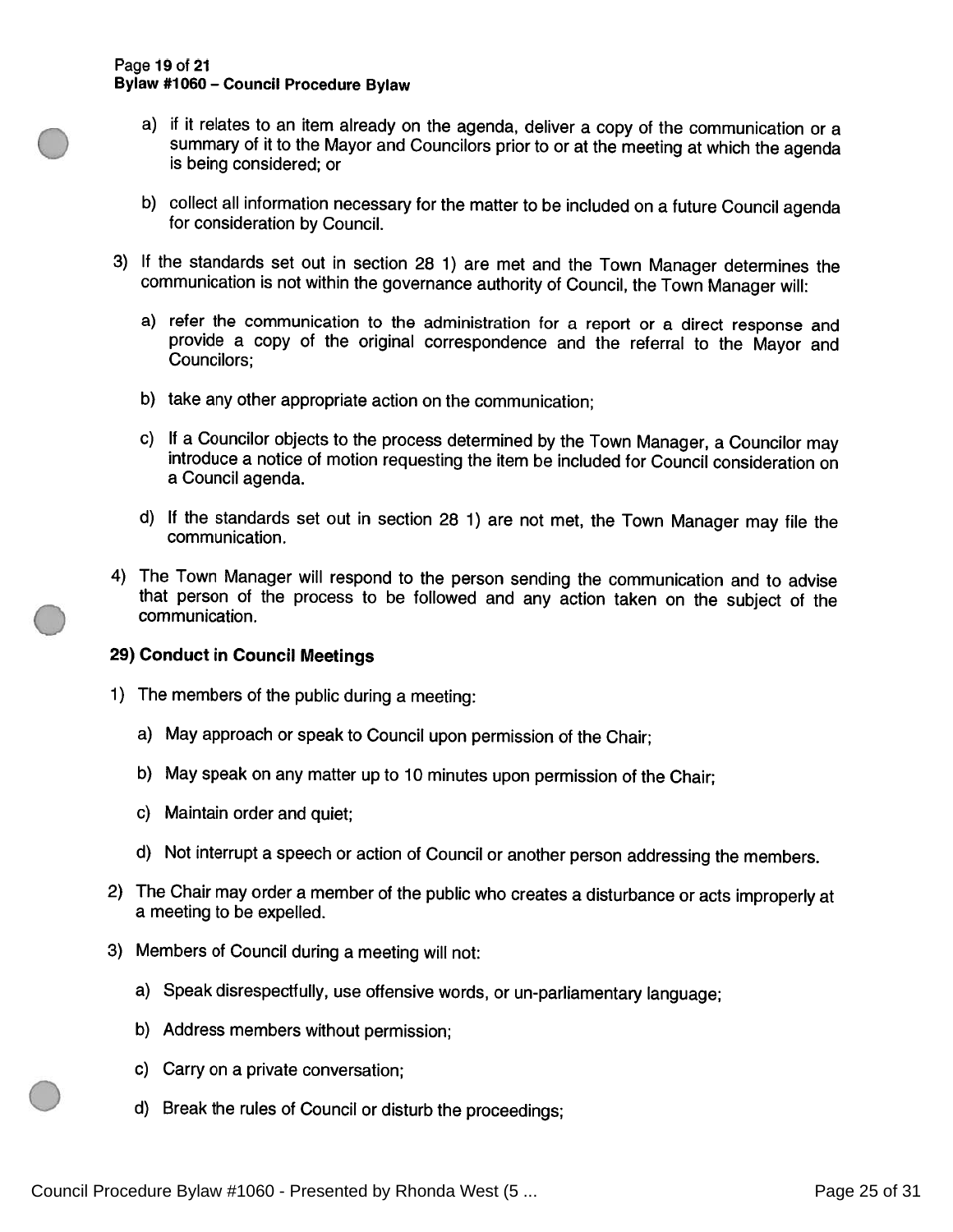a) if it relates to an item already on the agenda, deliver a copy of the communication or a summary of it to the Mayor and Councilors prior to or at the meeting at which the agenda is being considered; or

b) collect all information necessary for the matter to be included on a future Council agenda for consideration by Council.

3) If the standards set out in section 28 1) are met and the Town Manager determines the communication is not within the governance authority of Council, the Town Manager will:

   a) refer the communication to the administration for a report or a direct response and provide a copy of the original correspondence and the referral to the Mayor and Councilors;

   b) take any other appropriate action on the communication;

   c) If a Councilor objects to the process determined by the Town Manager, a Councilor may introduce a notice of motion requesting the item be included for Council consideration on a Council agenda.

   d) If the standards set out in section 28 1) are not met, the Town Manager may file the communication.

4) The Town Manager will respond to the person sending the communication and to advise that person of the process to be followed and any action taken on the subject of the communication.

**29) Conduct in Council Meetings**

1) The members of the public during a meeting:

   a) May approach or speak to Council upon permission of the Chair;

   b) May speak on any matter up to 10 minutes upon permission of the Chair;

   c) Maintain order and quiet;

   d) Not interrupt a speech or action of Council or another person addressing the members.

2) The Chair may order a member of the public who creates a disturbance or acts improperly at a meeting to be expelled.

3) Members of Council during a meeting will not:

   a) Speak disrespectfully, use offensive words, or un-parliamentary language;

   b) Address members without permission;

   c) Carry on a private conversation;

   d) Break the rules of Council or disturb the proceedings;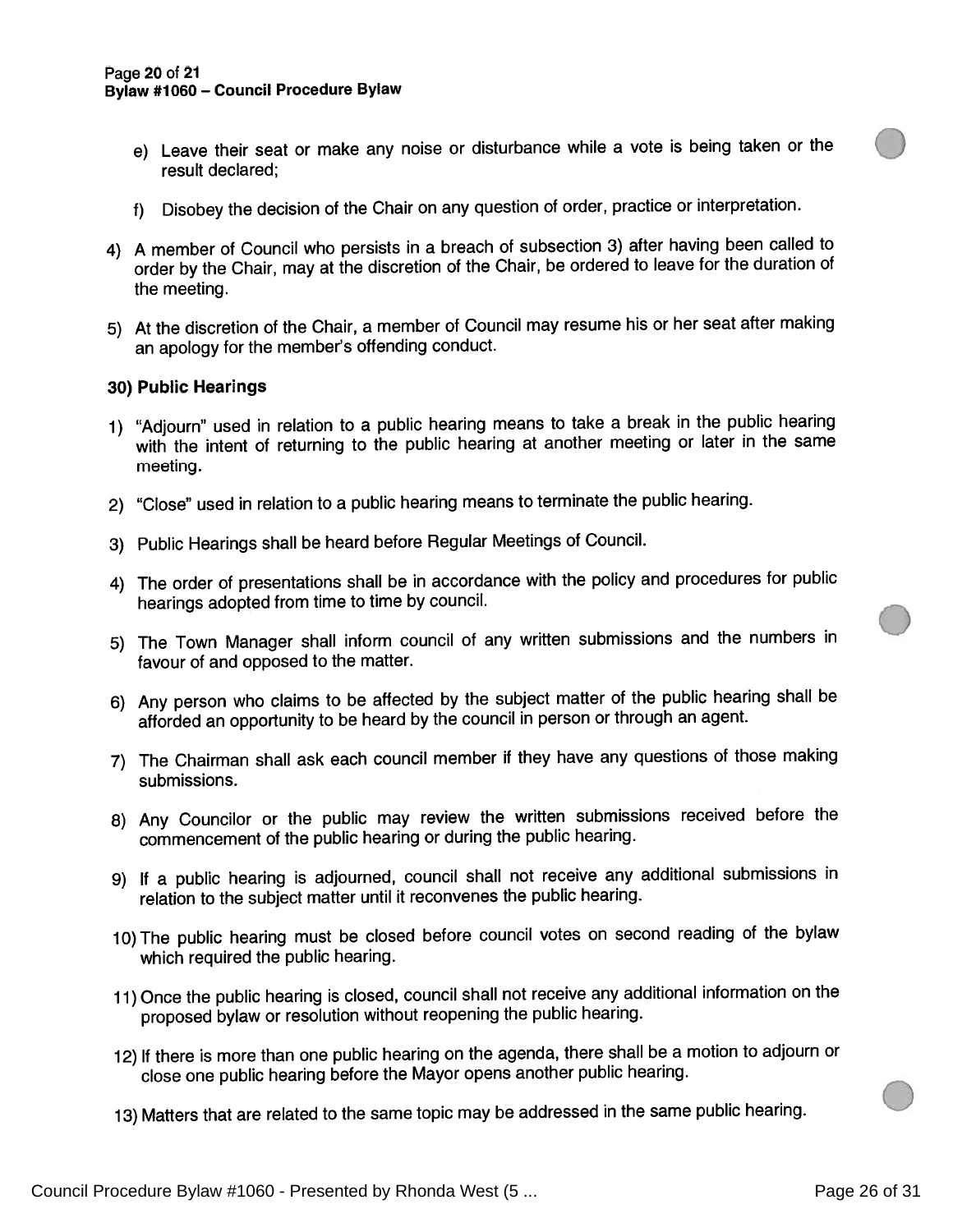e) Leave their seat or make any noise or disturbance while a vote is being taken or the result declared;

f) Disobey the decision of the Chair on any question of order, practice or interpretation.

4) A member of Council who persists in a breach of subsection 3) after having been called to order by the Chair, may at the discretion of the Chair, be ordered to leave for the duration of the meeting.

5) At the discretion of the Chair, a member of Council may resume his or her seat after making an apology for the member's offending conduct.

**30) Public Hearings**

1) "Adjourn" used in relation to a public hearing means to take a break in the public hearing with the intent of returning to the public hearing at another meeting or later in the same meeting.

2) "Close" used in relation to a public hearing means to terminate the public hearing.

3) Public Hearings shall be heard before Regular Meetings of Council.

4) The order of presentations shall be in accordance with the policy and procedures for public hearings adopted from time to time by council.

5) The Town Manager shall inform council of any written submissions and the numbers in favour of and opposed to the matter.

6) Any person who claims to be affected by the subject matter of the public hearing shall be afforded an opportunity to be heard by the council in person or through an agent.

7) The Chairman shall ask each council member if they have any questions of those making submissions.

8) Any Councilor or the public may review the written submissions received before the commencement of the public hearing or during the public hearing.

9) If a public hearing is adjourned, council shall not receive any additional submissions in relation to the subject matter until it reconvenes the public hearing.

10) The public hearing must be closed before council votes on second reading of the bylaw which required the public hearing.

11) Once the public hearing is closed, council shall not receive any additional information on the proposed bylaw or resolution without reopening the public hearing.

12) If there is more than one public hearing on the agenda, there shall be a motion to adjourn or close one public hearing before the Mayor opens another public hearing.

13) Matters that are related to the same topic may be addressed in the same public hearing.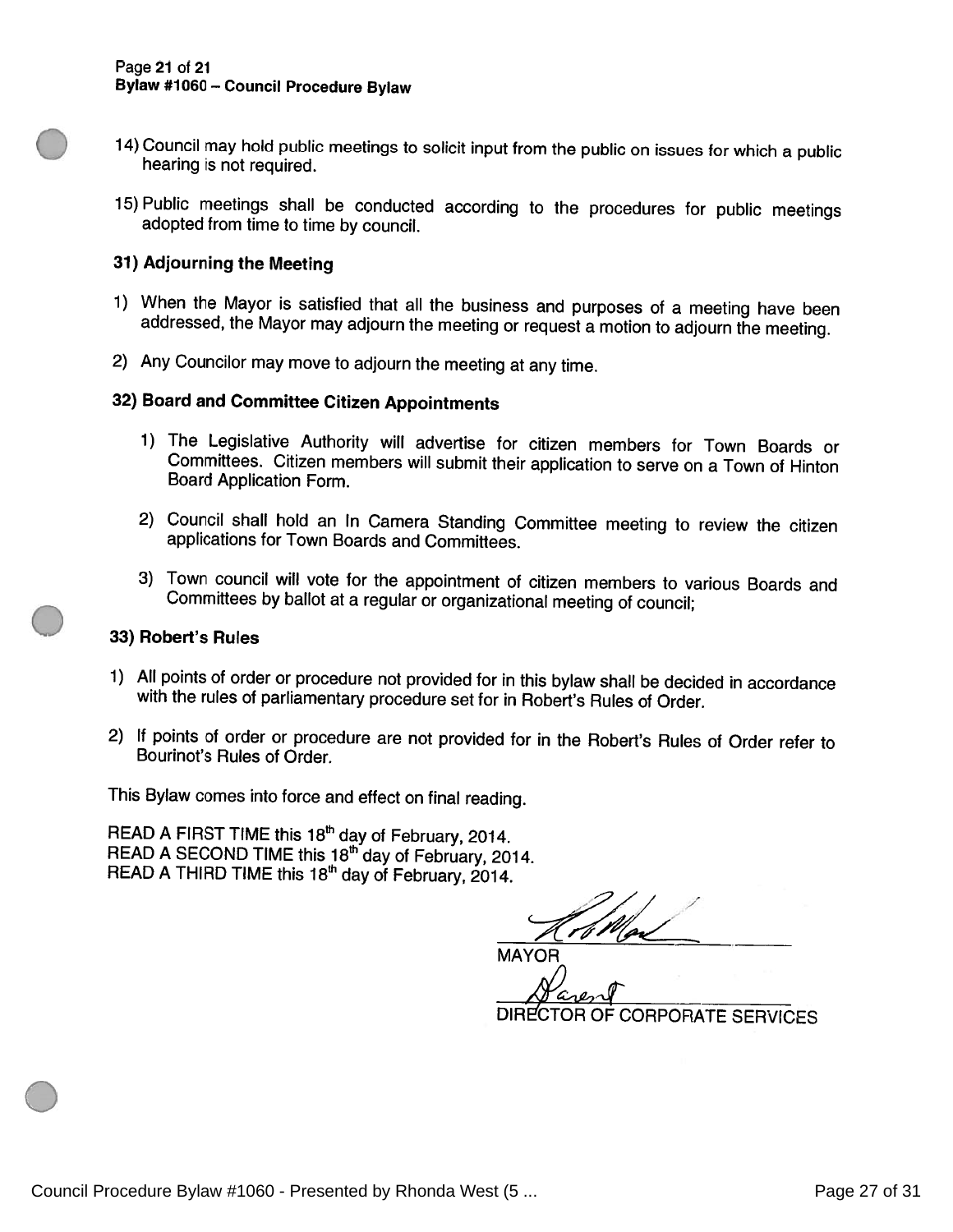14) Council may hold public meetings to solicit input from the public on issues for which a public hearing is not required.

15) Public meetings shall be conducted according to the procedures for public meetings adopted from time to time by council.

### 31) Adjourning the Meeting

1) When the Mayor is satisfied that all the business and purposes of a meeting have been addressed, the Mayor may adjourn the meeting or request a motion to adjourn the meeting.

2) Any Councilor may move to adjourn the meeting at any time.

### 32) Board and Committee Citizen Appointments

1) The Legislative Authority will advertise for citizen members for Town Boards or Committees. Citizen members will submit their application to serve on a Town of Hinton Board Application Form.

2) Council shall hold an In Camera Standing Committee meeting to review the citizen applications for Town Boards and Committees.

3) Town council will vote for the appointment of citizen members to various Boards and Committees by ballot at a regular or organizational meeting of council;

### 33) Robert's Rules

1) All points of order or procedure not provided for in this bylaw shall be decided in accordance with the rules of parliamentary procedure set for in Robert's Rules of Order.

2) If points of order or procedure are not provided for in the Robert's Rules of Order refer to Bourinot's Rules of Order.

This Bylaw comes into force and effect on final reading.

READ A FIRST TIME this 18th day of February, 2014.
READ A SECOND TIME this 18th day of February, 2014.
READ A THIRD TIME this 18th day of February, 2014.

MAYOR

DIRECTOR OF CORPORATE SERVICES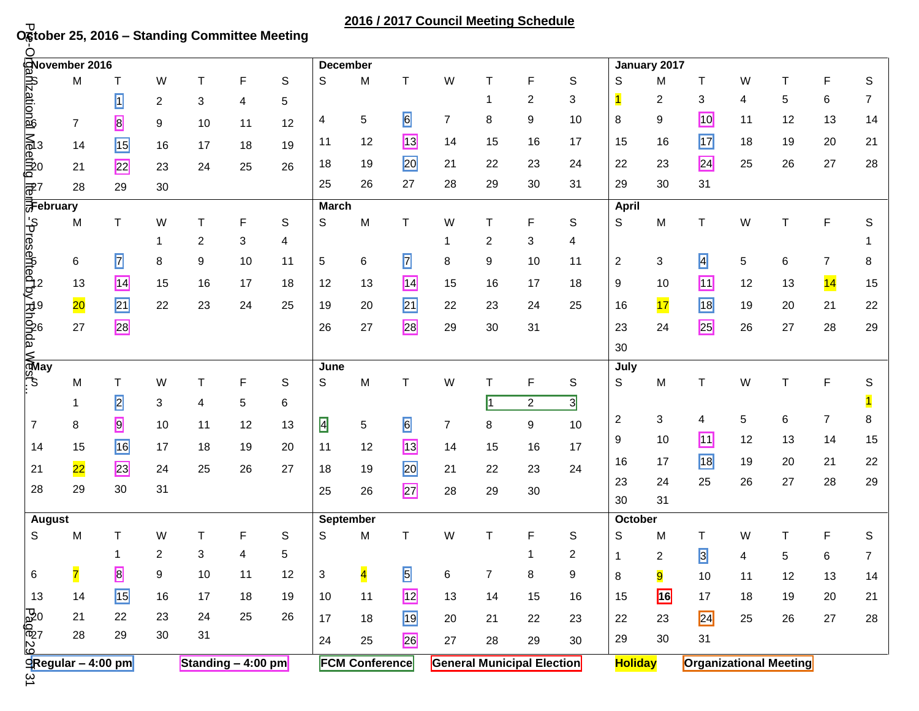## 2016 / 2017 Council Meeting Schedule

**October 25, 2016 – Standing Committee Meeting**

**November 2016**

| S | M | T | W | T | F | S |
|---|---|---|---|---|---|---|
| | | 1 | 2 | 3 | 4 | 5 |
| 6 | 7 | 8 | 9 | 10 | 11 | 12 |
| 13 | 14 | 15 | 16 | 17 | 18 | 19 |
| 20 | 21 | 22 | 23 | 24 | 25 | 26 |
| 27 | 28 | 29 | 30 | | | |

**December**

| S | M | T | W | T | F | S |
|---|---|---|---|---|---|---|
| | | | | 1 | 2 | 3 |
| 4 | 5 | 6 | 7 | 8 | 9 | 10 |
| 11 | 12 | 13 | 14 | 15 | 16 | 17 |
| 18 | 19 | 20 | 21 | 22 | 23 | 24 |
| 25 | 26 | 27 | 28 | 29 | 30 | 31 |

**January 2017**

| S | M | T | W | T | F | S |
|---|---|---|---|---|---|---|
| 1 | 2 | 3 | 4 | 5 | 6 | 7 |
| 8 | 9 | 10 | 11 | 12 | 13 | 14 |
| 15 | 16 | 17 | 18 | 19 | 20 | 21 |
| 22 | 23 | 24 | 25 | 26 | 27 | 28 |
| 29 | 30 | 31 | | | | |

**February**

| S | M | T | W | T | F | S |
|---|---|---|---|---|---|---|
| | | | 1 | 2 | 3 | 4 |
| 5 | 6 | 7 | 8 | 9 | 10 | 11 |
| 12 | 13 | 14 | 15 | 16 | 17 | 18 |
| 19 | 20 | 21 | 22 | 23 | 24 | 25 |
| 26 | 27 | 28 | | | | |

**March**

| S | M | T | W | T | F | S |
|---|---|---|---|---|---|---|
| | | | 1 | 2 | 3 | 4 |
| 5 | 6 | 7 | 8 | 9 | 10 | 11 |
| 12 | 13 | 14 | 15 | 16 | 17 | 18 |
| 19 | 20 | 21 | 22 | 23 | 24 | 25 |
| 26 | 27 | 28 | 29 | 30 | 31 | |

**April**

| S | M | T | W | T | F | S |
|---|---|---|---|---|---|---|
| | | | | | | 1 |
| 2 | 3 | 4 | 5 | 6 | 7 | 8 |
| 9 | 10 | 11 | 12 | 13 | 14 | 15 |
| 16 | 17 | 18 | 19 | 20 | 21 | 22 |
| 23 | 24 | 25 | 26 | 27 | 28 | 29 |
| 30 | | | | | | |

**May**

| S | M | T | W | T | F | S |
|---|---|---|---|---|---|---|
| | 1 | 2 | 3 | 4 | 5 | 6 |
| 7 | 8 | 9 | 10 | 11 | 12 | 13 |
| 14 | 15 | 16 | 17 | 18 | 19 | 20 |
| 21 | 22 | 23 | 24 | 25 | 26 | 27 |
| 28 | 29 | 30 | 31 | | | |

**June**

| S | M | T | W | T | F | S |
|---|---|---|---|---|---|---|
| | | | | 1 | 2 | 3 |
| 4 | 5 | 6 | 7 | 8 | 9 | 10 |
| 11 | 12 | 13 | 14 | 15 | 16 | 17 |
| 18 | 19 | 20 | 21 | 22 | 23 | 24 |
| 25 | 26 | 27 | 28 | 29 | 30 | |

**July**

| S | M | T | W | T | F | S |
|---|---|---|---|---|---|---|
| | | | | | | 1 |
| 2 | 3 | 4 | 5 | 6 | 7 | 8 |
| 9 | 10 | 11 | 12 | 13 | 14 | 15 |
| 16 | 17 | 18 | 19 | 20 | 21 | 22 |
| 23 | 24 | 25 | 26 | 27 | 28 | 29 |
| 30 | 31 | | | | | |

**August**

| S | M | T | W | T | F | S |
|---|---|---|---|---|---|---|
| | | 1 | 2 | 3 | 4 | 5 |
| 6 | 7 | 8 | 9 | 10 | 11 | 12 |
| 13 | 14 | 15 | 16 | 17 | 18 | 19 |
| 20 | 21 | 22 | 23 | 24 | 25 | 26 |
| 27 | 28 | 29 | 30 | 31 | | |

**September**

| S | M | T | W | T | F | S |
|---|---|---|---|---|---|---|
| | | | | | 1 | 2 |
| 3 | 4 | 5 | 6 | 7 | 8 | 9 |
| 10 | 11 | 12 | 13 | 14 | 15 | 16 |
| 17 | 18 | 19 | 20 | 21 | 22 | 23 |
| 24 | 25 | 26 | 27 | 28 | 29 | 30 |

**October**

| S | M | T | W | T | F | S |
|---|---|---|---|---|---|---|
| 1 | 2 | 3 | 4 | 5 | 6 | 7 |
| 8 | 9 | 10 | 11 | 12 | 13 | 14 |
| 15 | 16 | 17 | 18 | 19 | 20 | 21 |
| 22 | 23 | 24 | 25 | 26 | 27 | 28 |
| 29 | 30 | 31 | | | | |

**Legend:**

| Type | Dates |
|---|---|
| Regular – 4:00 pm | Nov 1, 15; Dec 6, 20; Jan 17; Feb 7, 21; Mar 7, 21; Apr 4, 18; May 2, 16; Jun 6, 20; Jul 18; Aug 15; Sep 5, 19; Oct 3 |
| Standing – 4:00 pm | Nov 8, 22; Dec 13; Jan 10, 24; Feb 14, 28; Mar 14, 28; Apr 11, 25; May 9, 23; Jun 13, 27; Jul 11; Aug 8; Sep 12, 26 |
| FCM Conference | Jun 1–4 |
| General Municipal Election | Oct 16 |
| Holiday | Jan 1; Feb 20; Apr 14, 17; May 22; Jul 1; Aug 7; Sep 4; Oct 9 |
| Organizational Meeting | Oct 24 |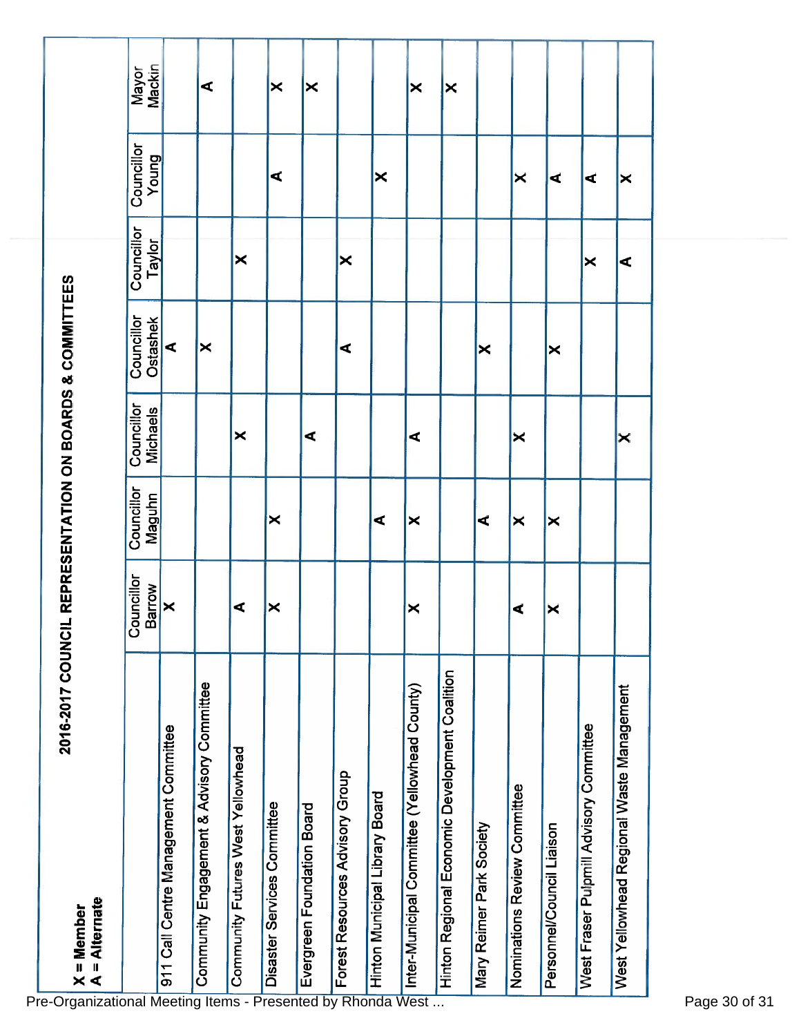## 2016-2017 COUNCIL REPRESENTATION ON BOARDS & COMMITTEES

**X = Member**
**A = Alternate**

| | Councillor Barrow | Councillor Maguhn | Councillor Michaels | Councillor Ostashek | Councillor Taylor | Councillor Young | Mayor Mackin |
|---|---|---|---|---|---|---|---|
| 911 Call Centre Management Committee | X | | | A | | | |
| Community Engagement & Advisory Committee | | | | X | | | A |
| Community Futures West Yellowhead | A | | X | | X | | |
| Disaster Services Committee | X | X | | | | A | X |
| Evergreen Foundation Board | | | A | | | | X |
| Forest Resources Advisory Group | | | | A | X | | |
| Hinton Municipal Library Board | | A | | | | X | |
| Inter-Municipal Committee (Yellowhead County) | X | X | A | | | | X |
| Hinton Regional Economic Development Coalition | | | | | | | X |
| Mary Reimer Park Society | | A | | X | | | |
| Nominations Review Committee | A | X | X | | | X | |
| Personnel/Council Liaison | X | X | | X | | A | |
| West Fraser Pulpmill Advisory Committee | | | | | X | A | |
| West Yellowhead Regional Waste Management | | | X | | A | X | |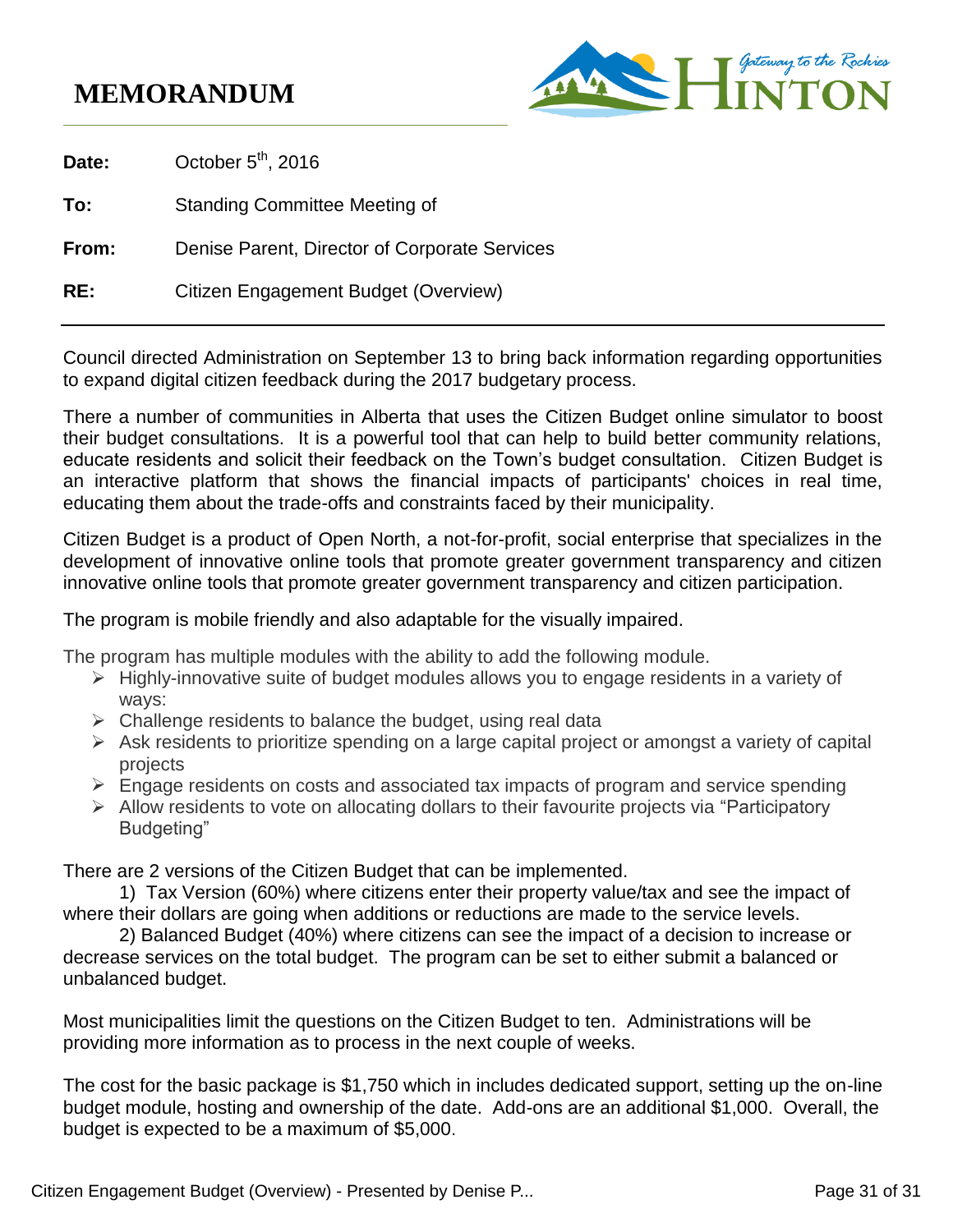# MEMORANDUM

**Date:** October 5th, 2016

**To:** Standing Committee Meeting of

**From:** Denise Parent, Director of Corporate Services

**RE:** Citizen Engagement Budget (Overview)

---

Council directed Administration on September 13 to bring back information regarding opportunities to expand digital citizen feedback during the 2017 budgetary process.

There a number of communities in Alberta that uses the Citizen Budget online simulator to boost their budget consultations. It is a powerful tool that can help to build better community relations, educate residents and solicit their feedback on the Town's budget consultation. Citizen Budget is an interactive platform that shows the financial impacts of participants' choices in real time, educating them about the trade-offs and constraints faced by their municipality.

Citizen Budget is a product of Open North, a not-for-profit, social enterprise that specializes in the development of innovative online tools that promote greater government transparency and citizen innovative online tools that promote greater government transparency and citizen participation.

The program is mobile friendly and also adaptable for the visually impaired.

The program has multiple modules with the ability to add the following module.

- Highly-innovative suite of budget modules allows you to engage residents in a variety of ways:
- Challenge residents to balance the budget, using real data
- Ask residents to prioritize spending on a large capital project or amongst a variety of capital projects
- Engage residents on costs and associated tax impacts of program and service spending
- Allow residents to vote on allocating dollars to their favourite projects via "Participatory Budgeting"

There are 2 versions of the Citizen Budget that can be implemented.

1) Tax Version (60%) where citizens enter their property value/tax and see the impact of where their dollars are going when additions or reductions are made to the service levels.

2) Balanced Budget (40%) where citizens can see the impact of a decision to increase or decrease services on the total budget. The program can be set to either submit a balanced or unbalanced budget.

Most municipalities limit the questions on the Citizen Budget to ten. Administrations will be providing more information as to process in the next couple of weeks.

The cost for the basic package is $1,750 which in includes dedicated support, setting up the on-line budget module, hosting and ownership of the date. Add-ons are an additional $1,000. Overall, the budget is expected to be a maximum of $5,000.